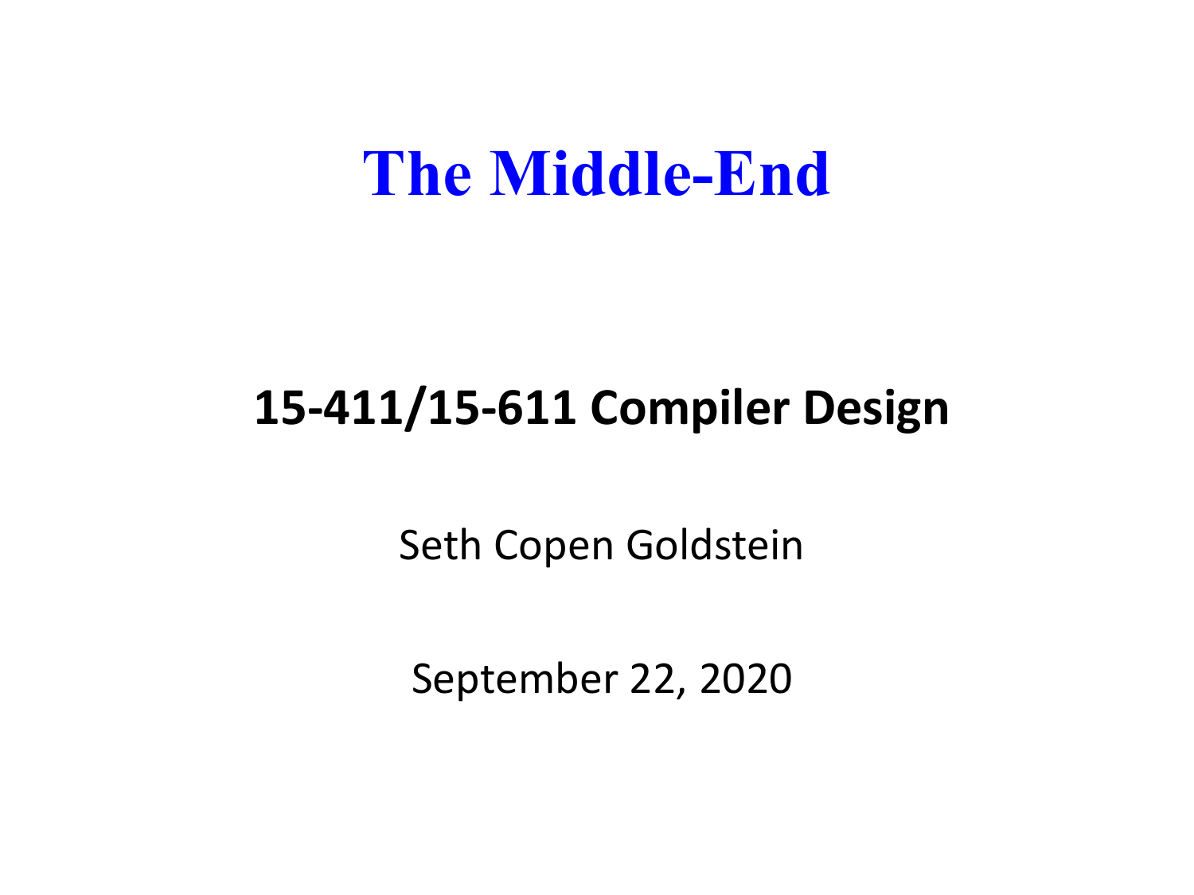# The Middle-End

**15-411/15-611 Compiler Design**

Seth Copen Goldstein

September 22, 2020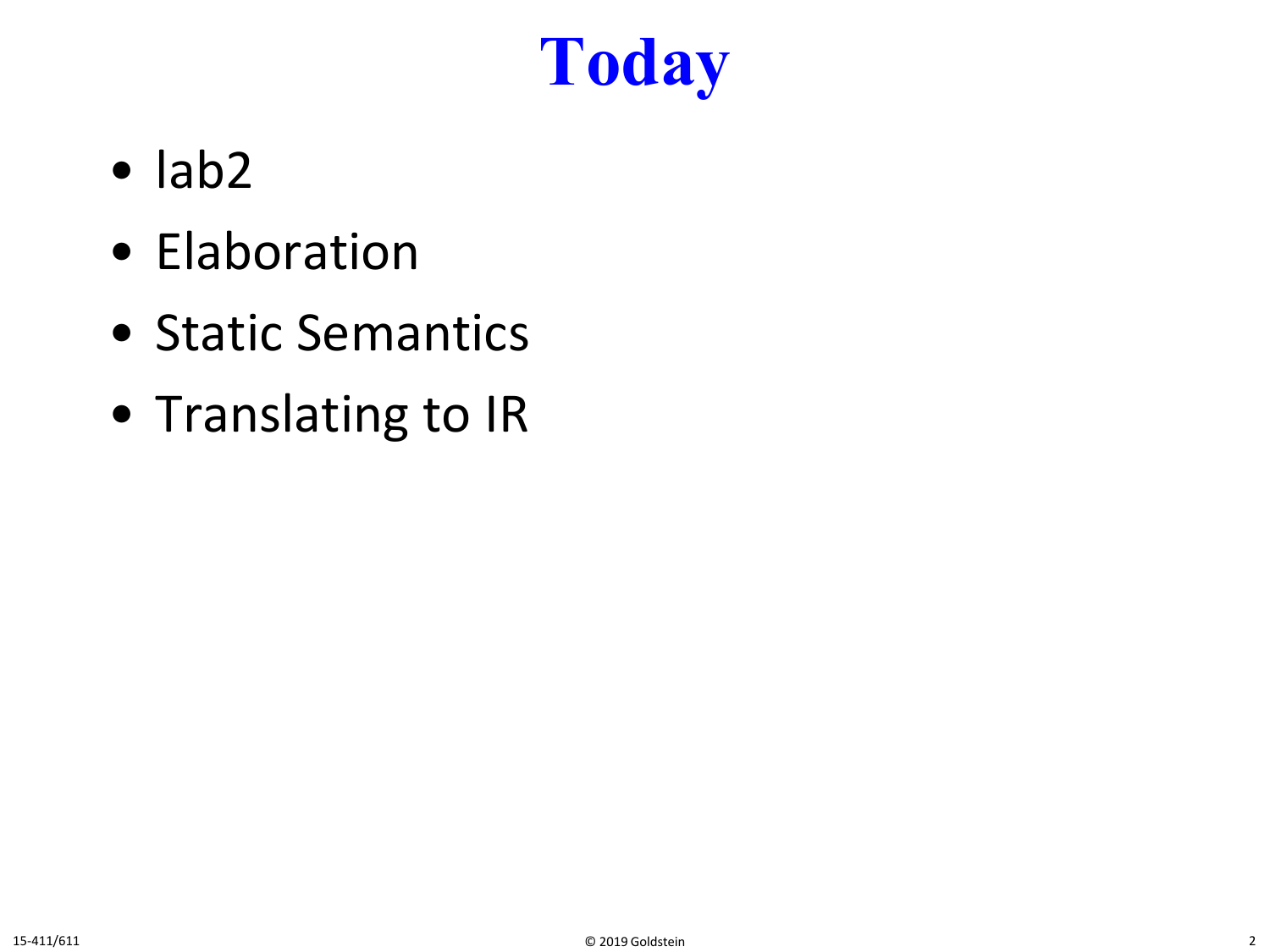# Today

- lab2
- Elaboration
- Static Semantics
- Translating to IR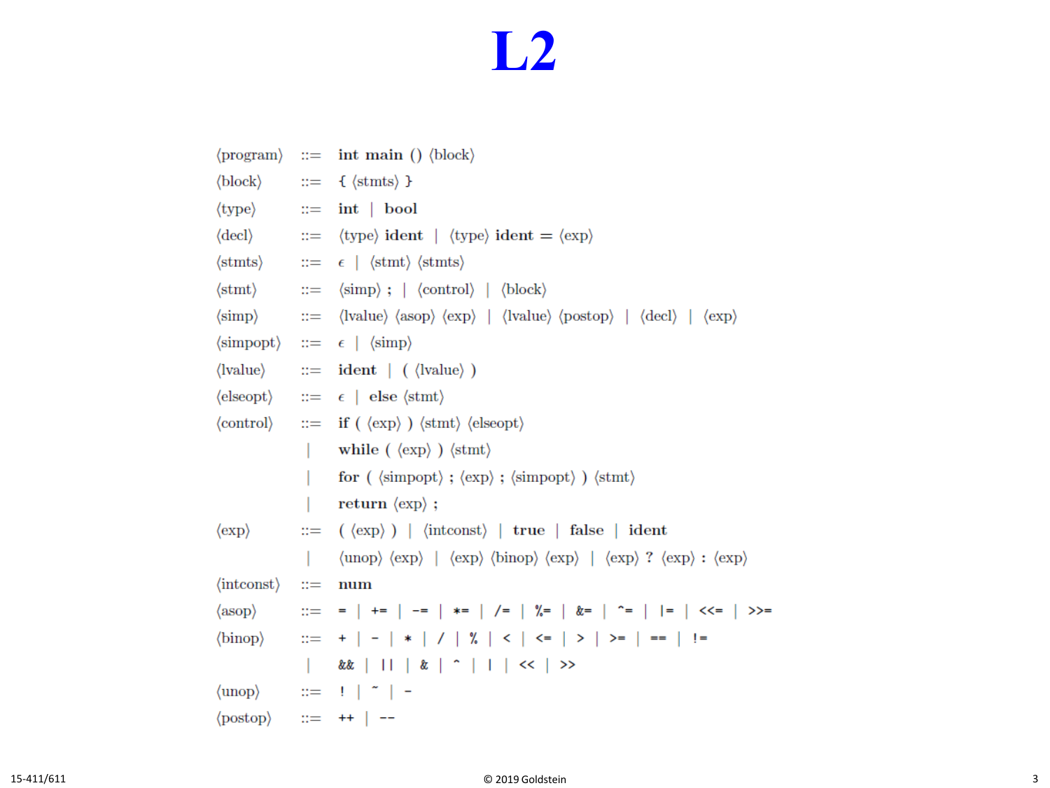# L2

```
⟨program⟩  ::= int main () ⟨block⟩
⟨block⟩    ::= { ⟨stmts⟩ }
⟨type⟩     ::= int | bool
⟨decl⟩     ::= ⟨type⟩ ident | ⟨type⟩ ident = ⟨exp⟩
⟨stmts⟩    ::= ϵ | ⟨stmt⟩ ⟨stmts⟩
⟨stmt⟩     ::= ⟨simp⟩ ; | ⟨control⟩ | ⟨block⟩
⟨simp⟩     ::= ⟨lvalue⟩ ⟨asop⟩ ⟨exp⟩ | ⟨lvalue⟩ ⟨postop⟩ | ⟨decl⟩ | ⟨exp⟩
⟨simpopt⟩  ::= ϵ | ⟨simp⟩
⟨lvalue⟩   ::= ident | ( ⟨lvalue⟩ )
⟨elseopt⟩  ::= ϵ | else ⟨stmt⟩
⟨control⟩  ::= if ( ⟨exp⟩ ) ⟨stmt⟩ ⟨elseopt⟩
             | while ( ⟨exp⟩ ) ⟨stmt⟩
             | for ( ⟨simpopt⟩ ; ⟨exp⟩ ; ⟨simpopt⟩ ) ⟨stmt⟩
             | return ⟨exp⟩ ;
⟨exp⟩      ::= ( ⟨exp⟩ ) | ⟨intconst⟩ | true | false | ident
             | ⟨unop⟩ ⟨exp⟩ | ⟨exp⟩ ⟨binop⟩ ⟨exp⟩ | ⟨exp⟩ ? ⟨exp⟩ : ⟨exp⟩
⟨intconst⟩ ::= num
⟨asop⟩     ::= = | += | -= | *= | /= | %= | &= | ^= | |= | <<= | >>=
⟨binop⟩    ::= + | - | * | / | % | < | <= | > | >= | == | !=
             | && | || | & | ^ | | | << | >>
⟨unop⟩     ::= ! | ~ | -
⟨postop⟩   ::= ++ | --
```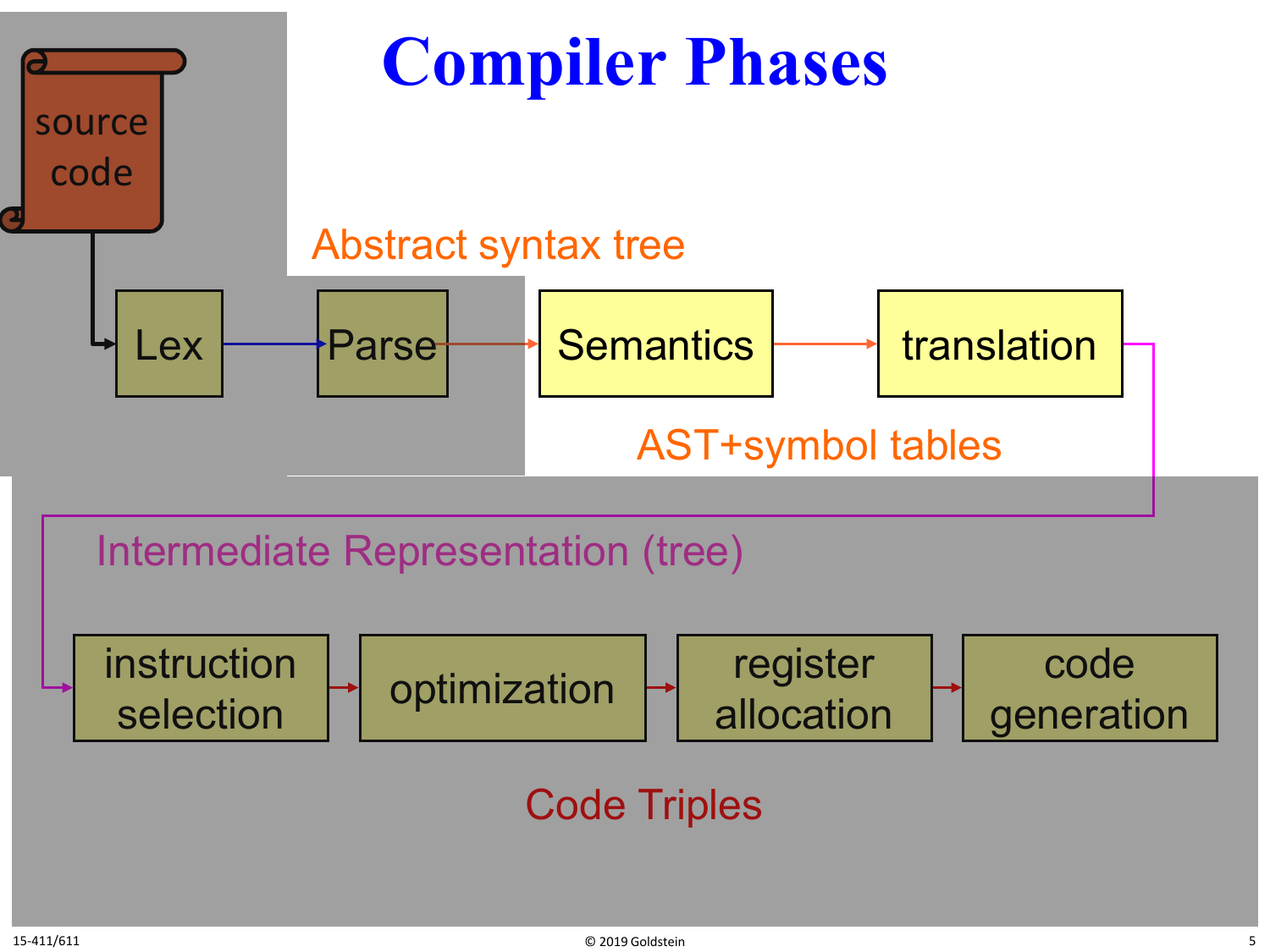# Compiler Phases

source code

Lex → Parse → Semantics → translation

Abstract syntax tree

AST+symbol tables

Intermediate Representation (tree)

instruction selection → optimization → register allocation → code generation

Code Triples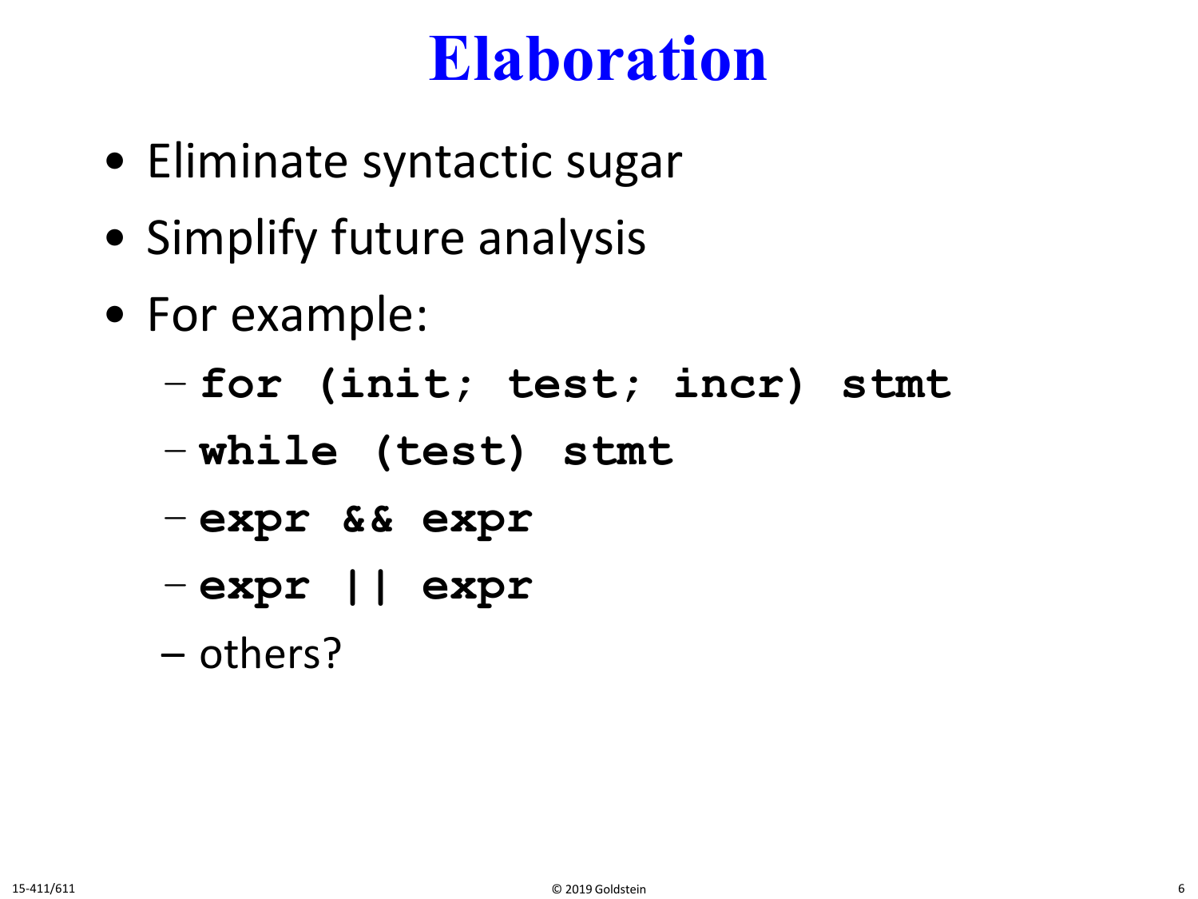# Elaboration

- Eliminate syntactic sugar
- Simplify future analysis
- For example:
  - `for (init; test; incr) stmt`
  - `while (test) stmt`
  - `expr && expr`
  - `expr || expr`
  - others?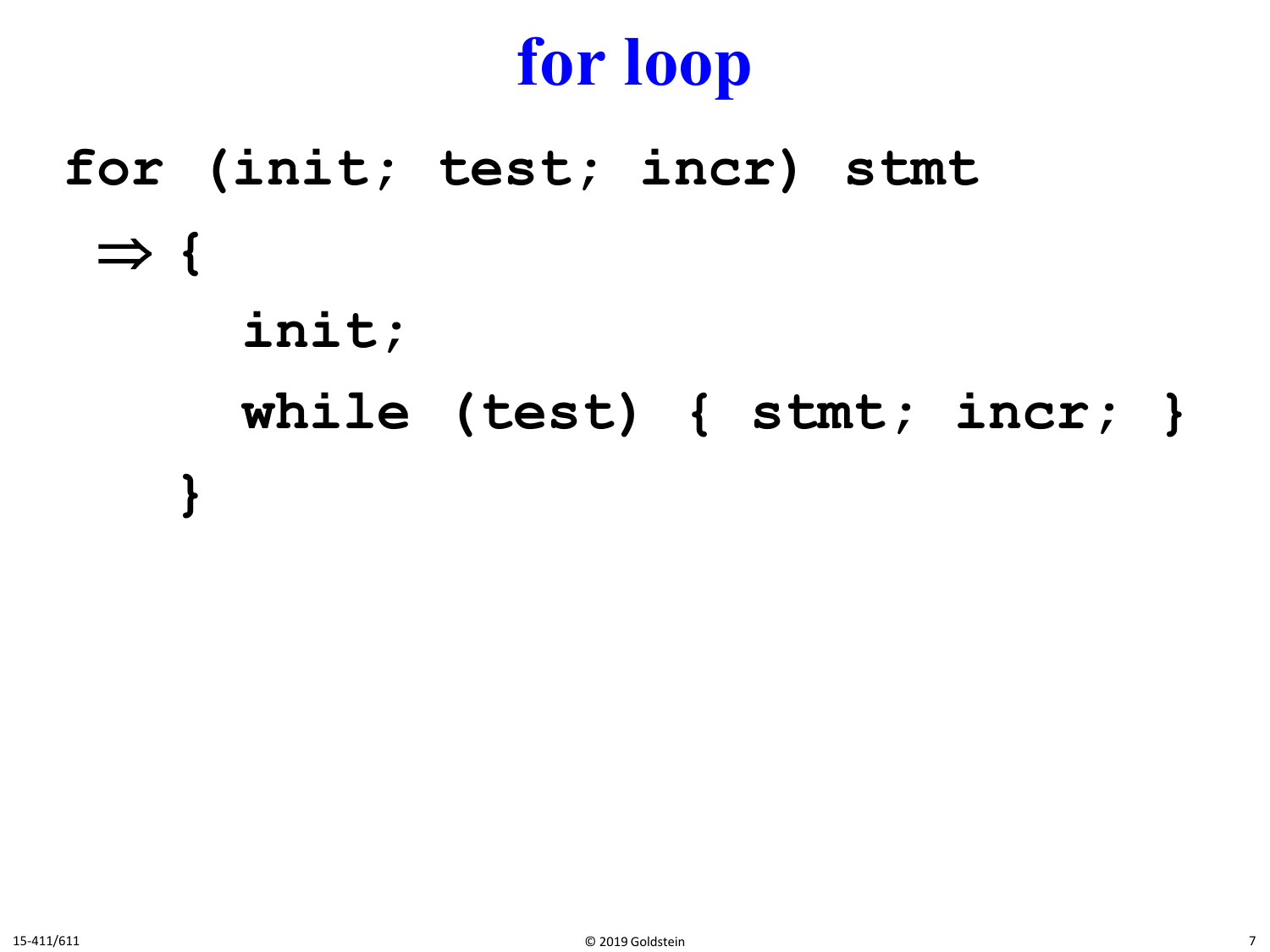# for loop

```
for (init; test; incr) stmt
 ⇒ {
      init;
      while (test) { stmt; incr; }
   }
```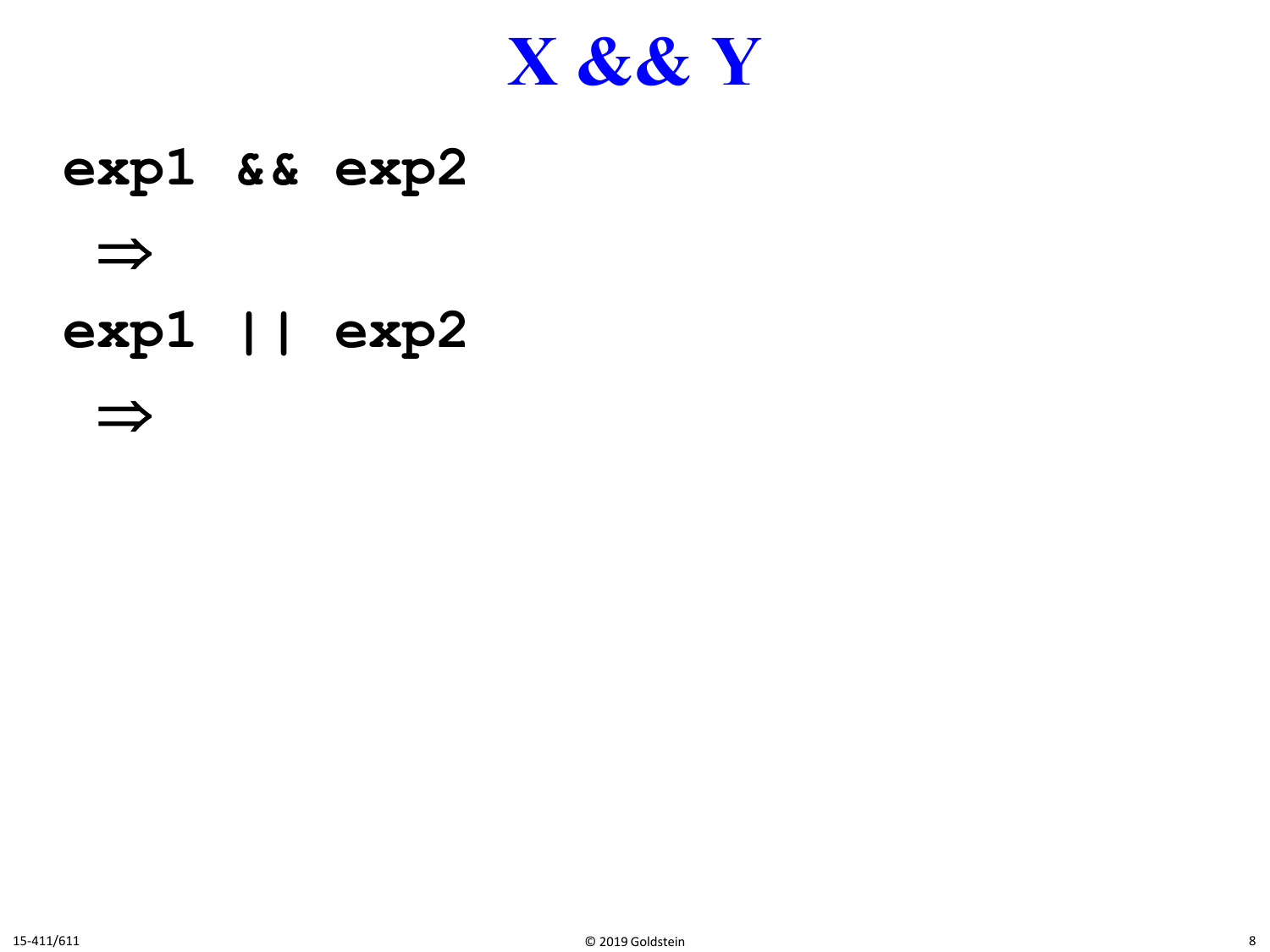# X && Y

```
exp1 && exp2
```

⇒

```
exp1 || exp2
```

⇒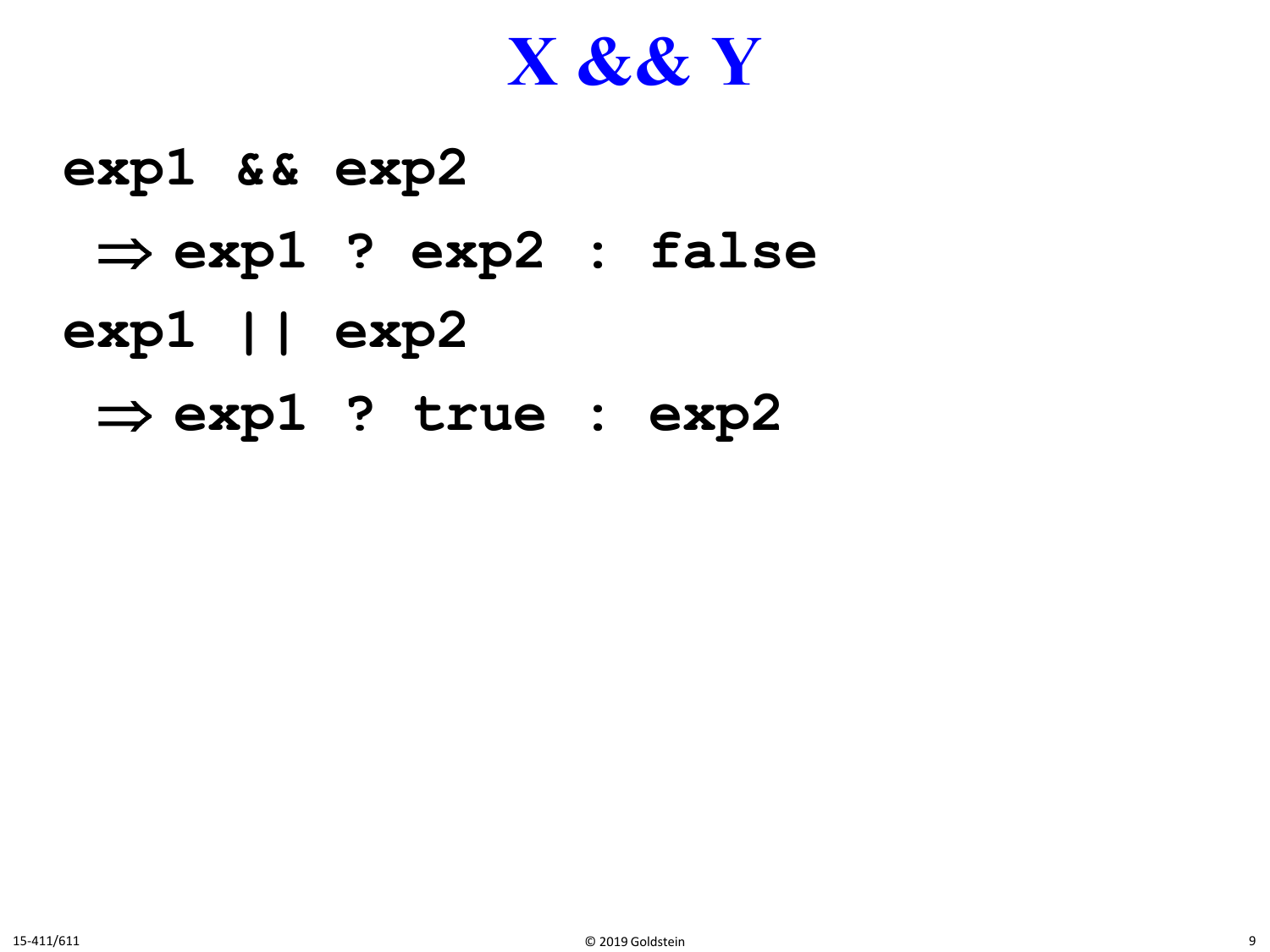# X && Y

```
exp1 && exp2
  ⇒ exp1 ? exp2 : false
exp1 || exp2
  ⇒ exp1 ? true : exp2
```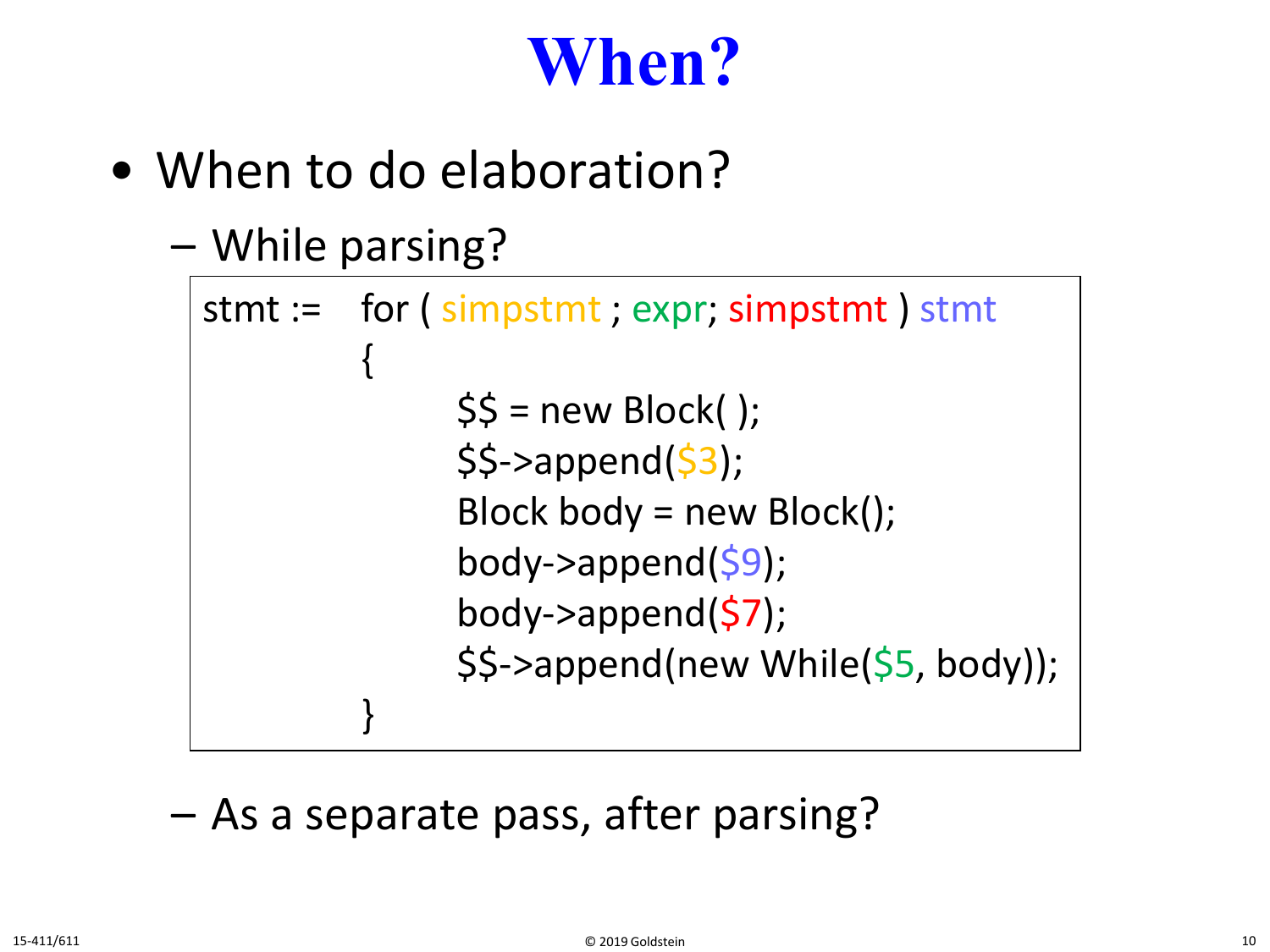# When?

- When to do elaboration?
  - While parsing?

```
stmt :=   for ( simpstmt ; expr; simpstmt ) stmt
          {
                $$ = new Block( );
                $$->append($3);
                Block body = new Block();
                body->append($9);
                body->append($7);
                $$->append(new While($5, body));
          }
```

  - As a separate pass, after parsing?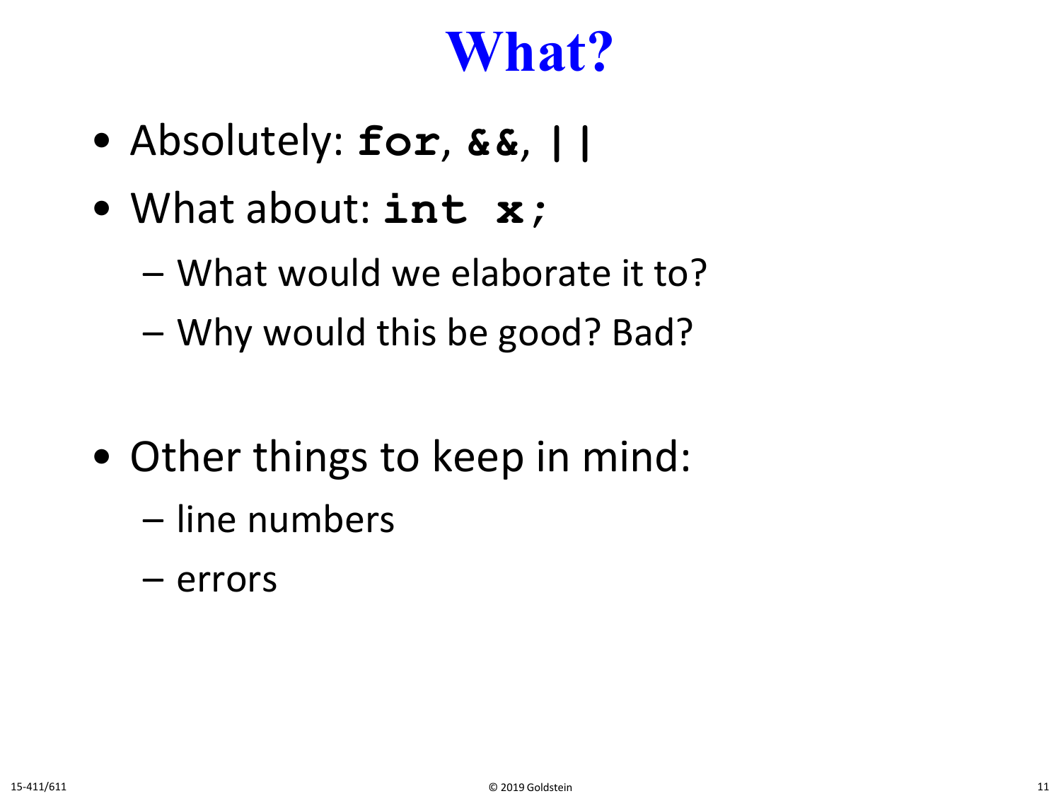# What?

- Absolutely: **`for`**, **`&&`**, **`||`**
- What about: **`int x;`**
  - What would we elaborate it to?
  - Why would this be good? Bad?

- Other things to keep in mind:
  - line numbers
  - errors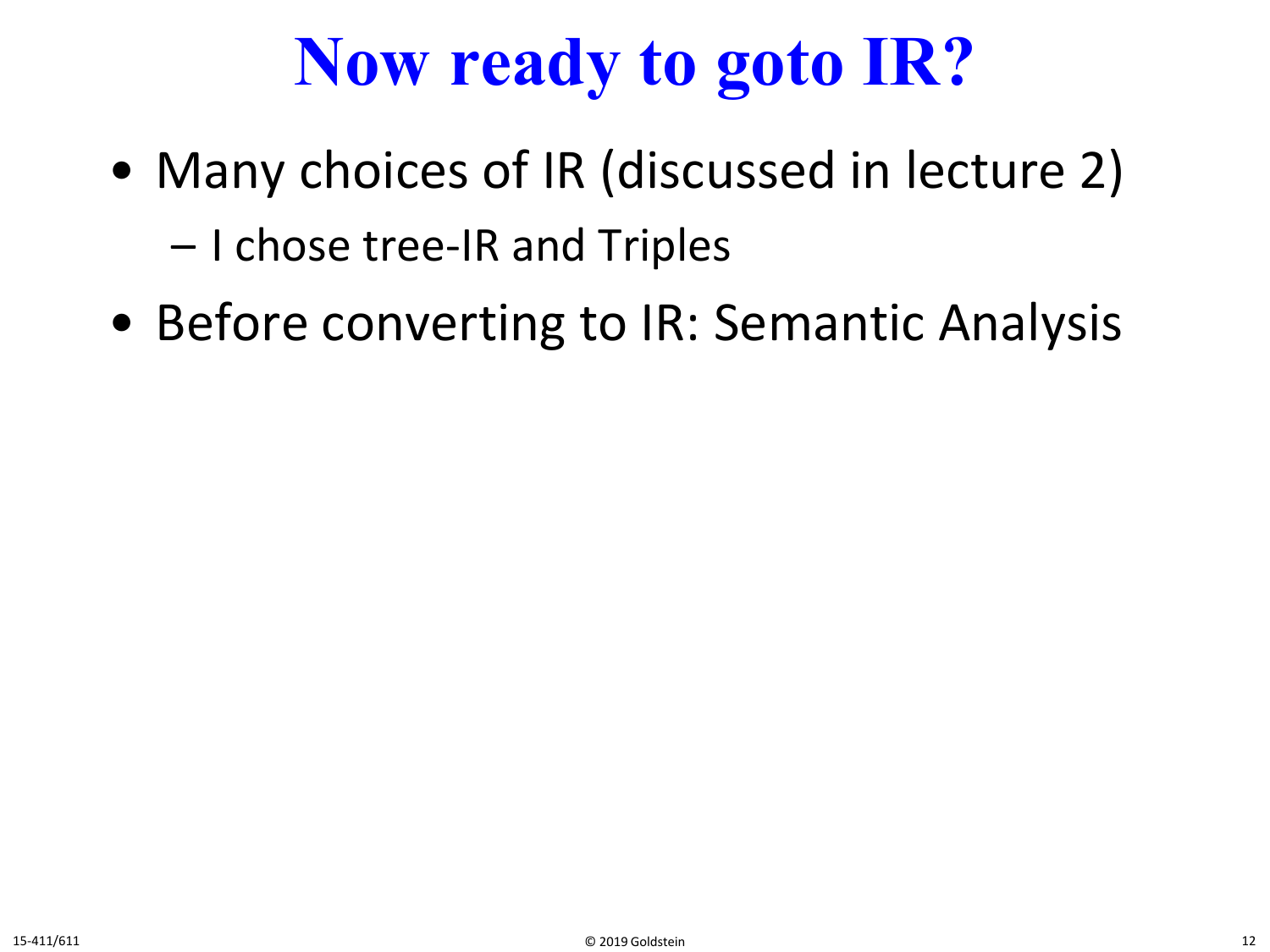# Now ready to goto IR?

- Many choices of IR (discussed in lecture 2)
  - I chose tree-IR and Triples
- Before converting to IR: Semantic Analysis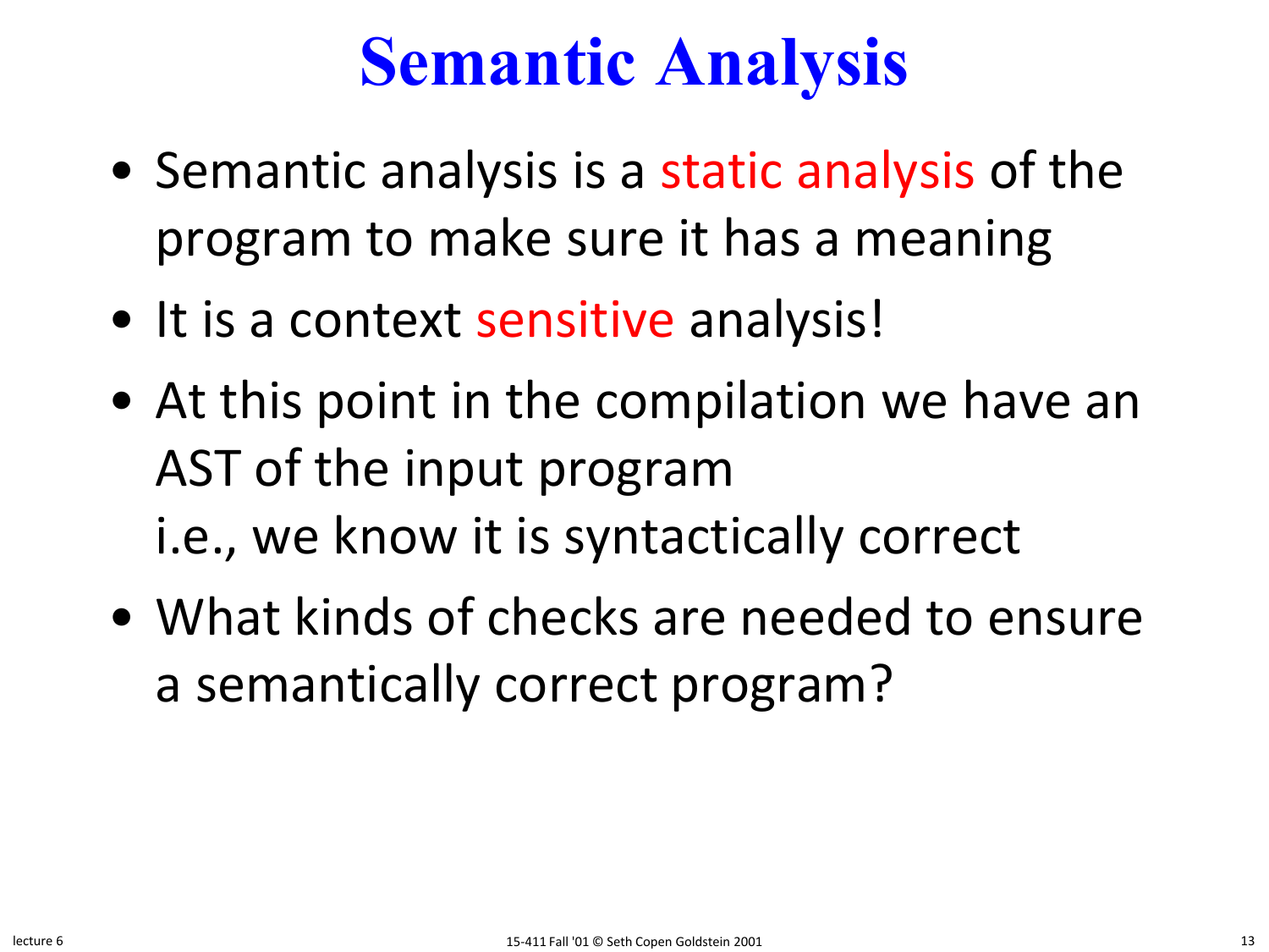# Semantic Analysis

- Semantic analysis is a static analysis of the program to make sure it has a meaning
- It is a context sensitive analysis!
- At this point in the compilation we have an AST of the input program
  i.e., we know it is syntactically correct
- What kinds of checks are needed to ensure a semantically correct program?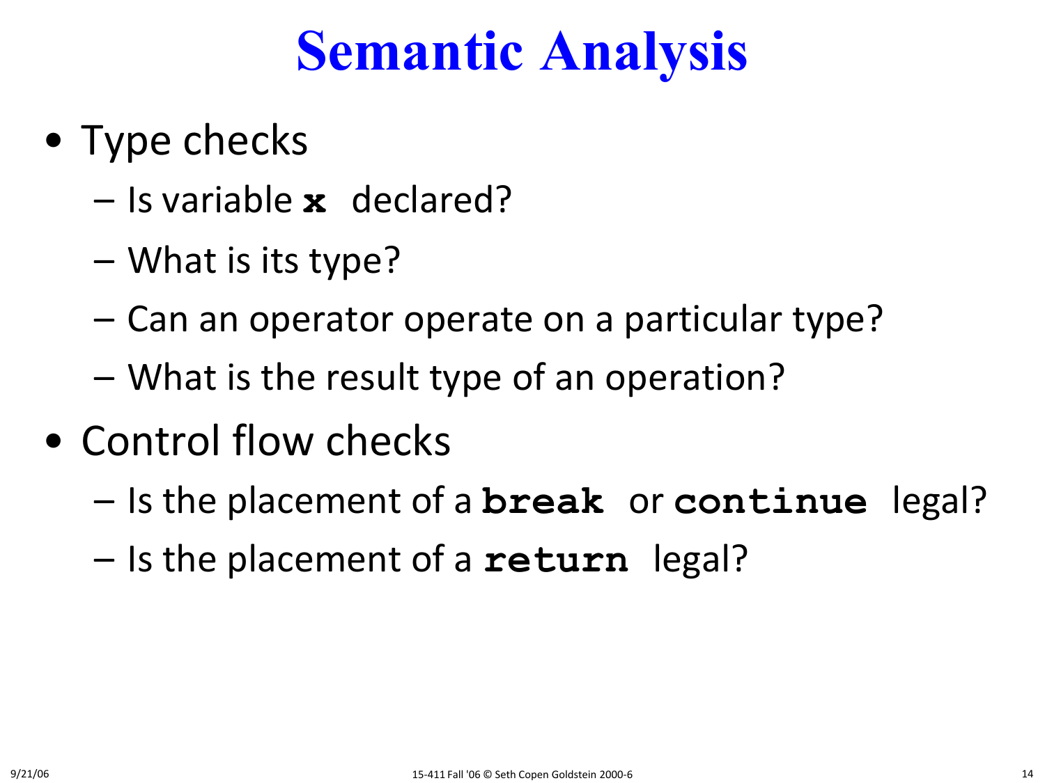# Semantic Analysis

- Type checks
  - Is variable **`x`** declared?
  - What is its type?
  - Can an operator operate on a particular type?
  - What is the result type of an operation?
- Control flow checks
  - Is the placement of a **`break`** or **`continue`** legal?
  - Is the placement of a **`return`** legal?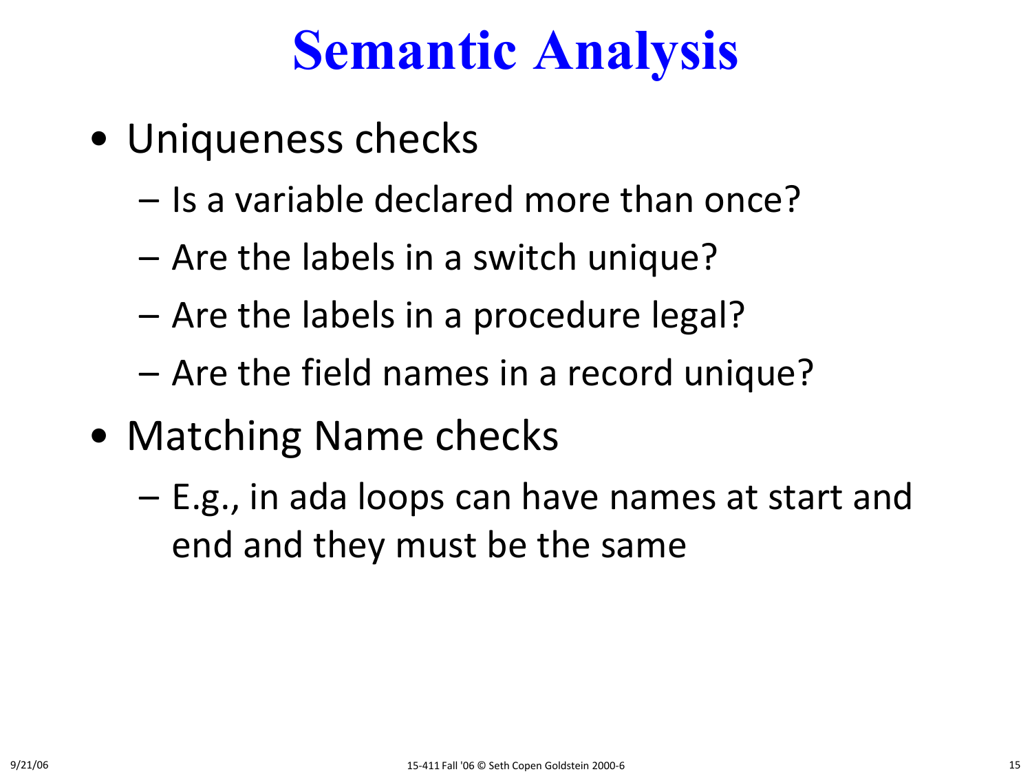# Semantic Analysis

- Uniqueness checks
  - Is a variable declared more than once?
  - Are the labels in a switch unique?
  - Are the labels in a procedure legal?
  - Are the field names in a record unique?
- Matching Name checks
  - E.g., in ada loops can have names at start and end and they must be the same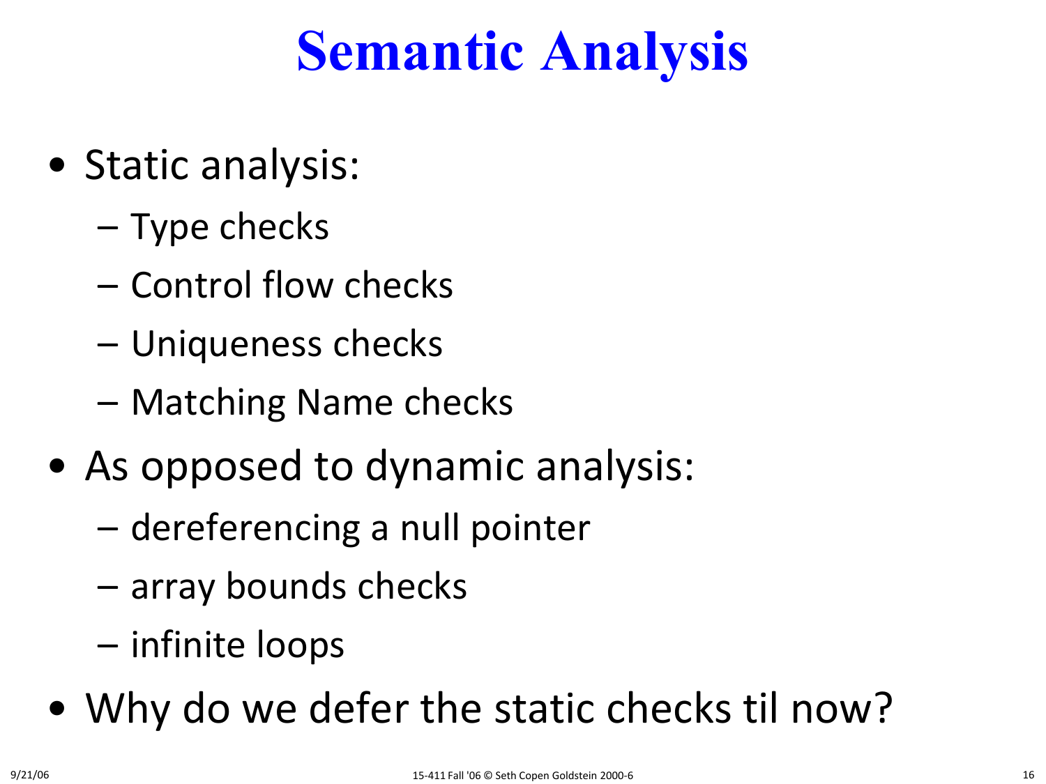# Semantic Analysis

- Static analysis:
  - Type checks
  - Control flow checks
  - Uniqueness checks
  - Matching Name checks
- As opposed to dynamic analysis:
  - dereferencing a null pointer
  - array bounds checks
  - infinite loops
- Why do we defer the static checks til now?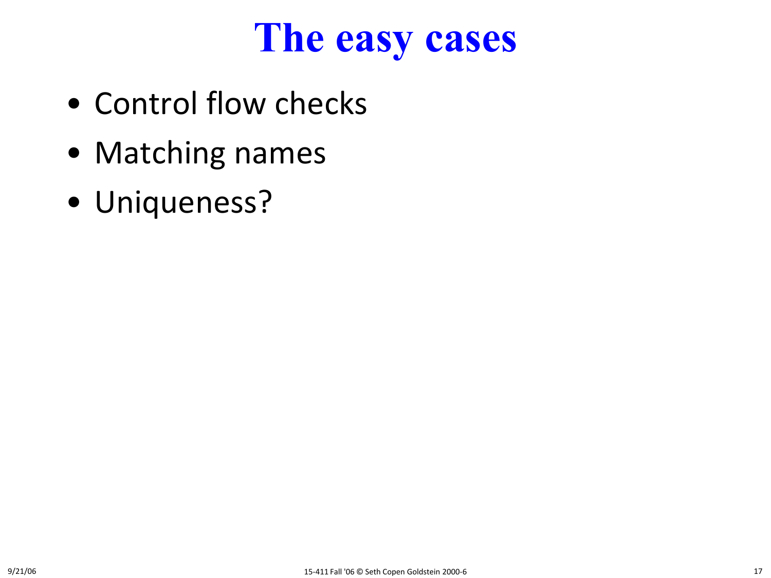# The easy cases

- Control flow checks
- Matching names
- Uniqueness?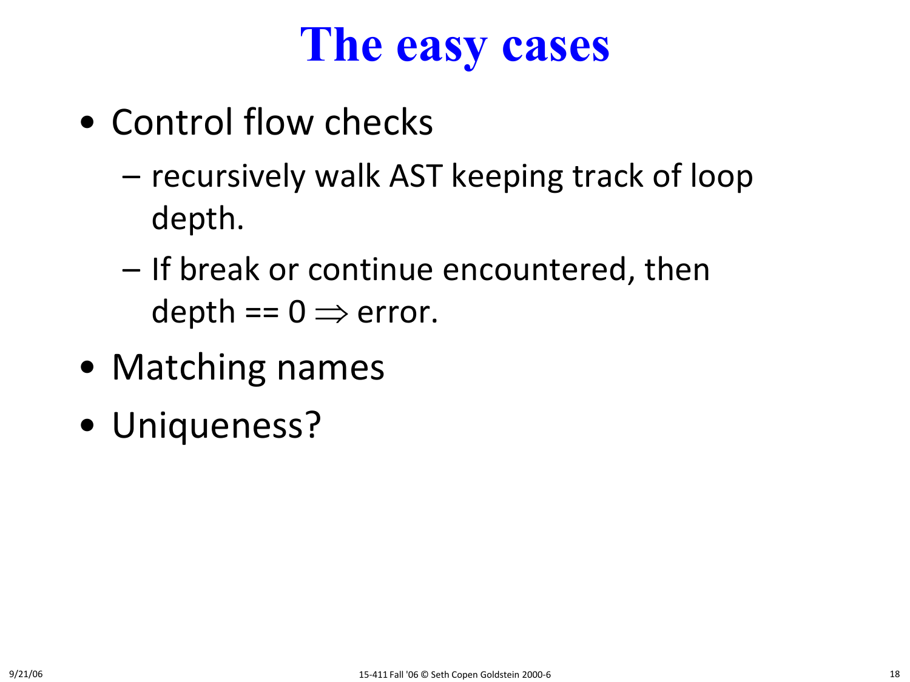# The easy cases

- Control flow checks
  - recursively walk AST keeping track of loop depth.
  - If break or continue encountered, then depth == 0 $\Rightarrow$ error.
- Matching names
- Uniqueness?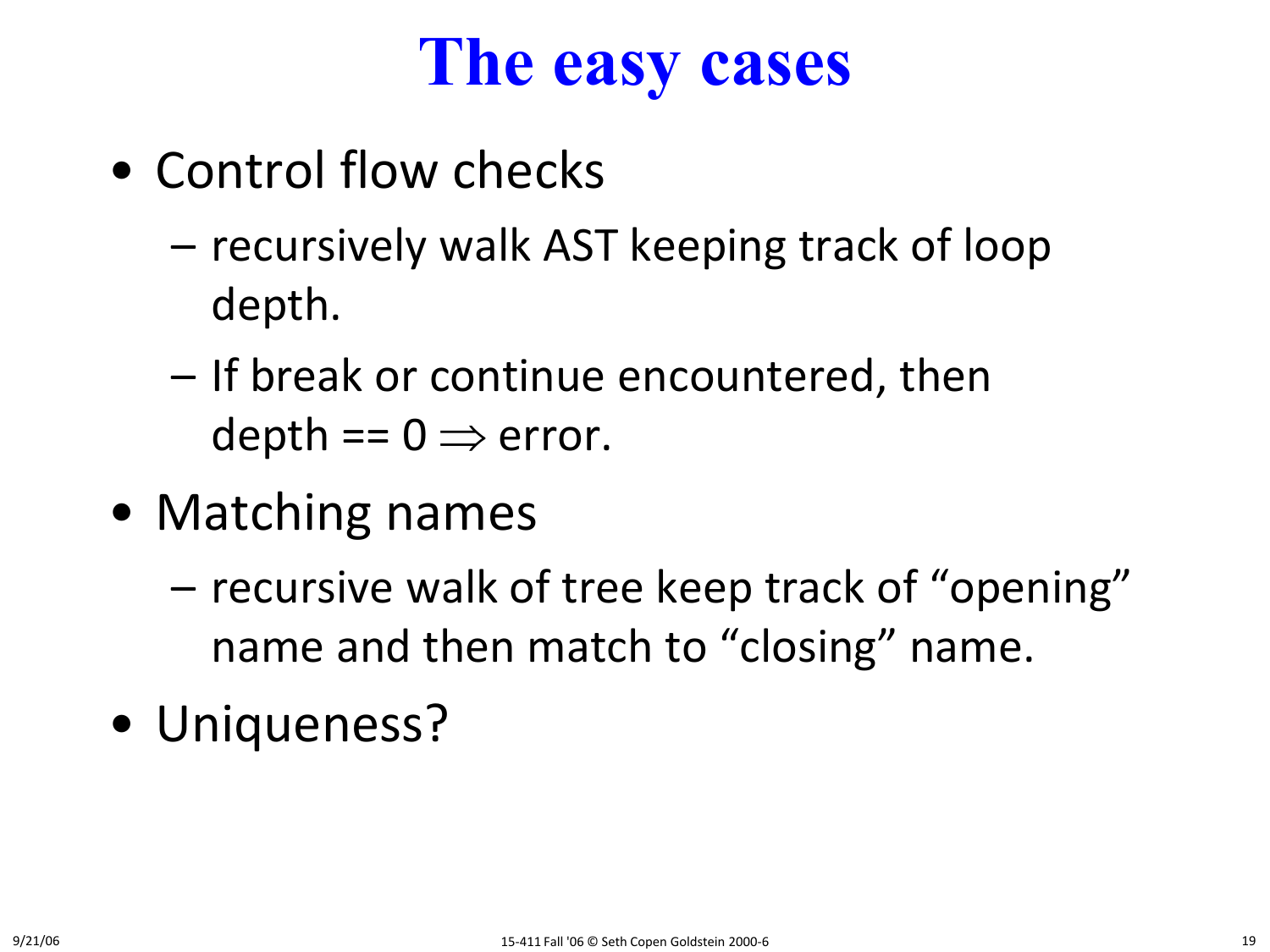# The easy cases

- Control flow checks
  - recursively walk AST keeping track of loop depth.
  - If break or continue encountered, then depth == 0 $\Rightarrow$ error.
- Matching names
  - recursive walk of tree keep track of "opening" name and then match to "closing" name.
- Uniqueness?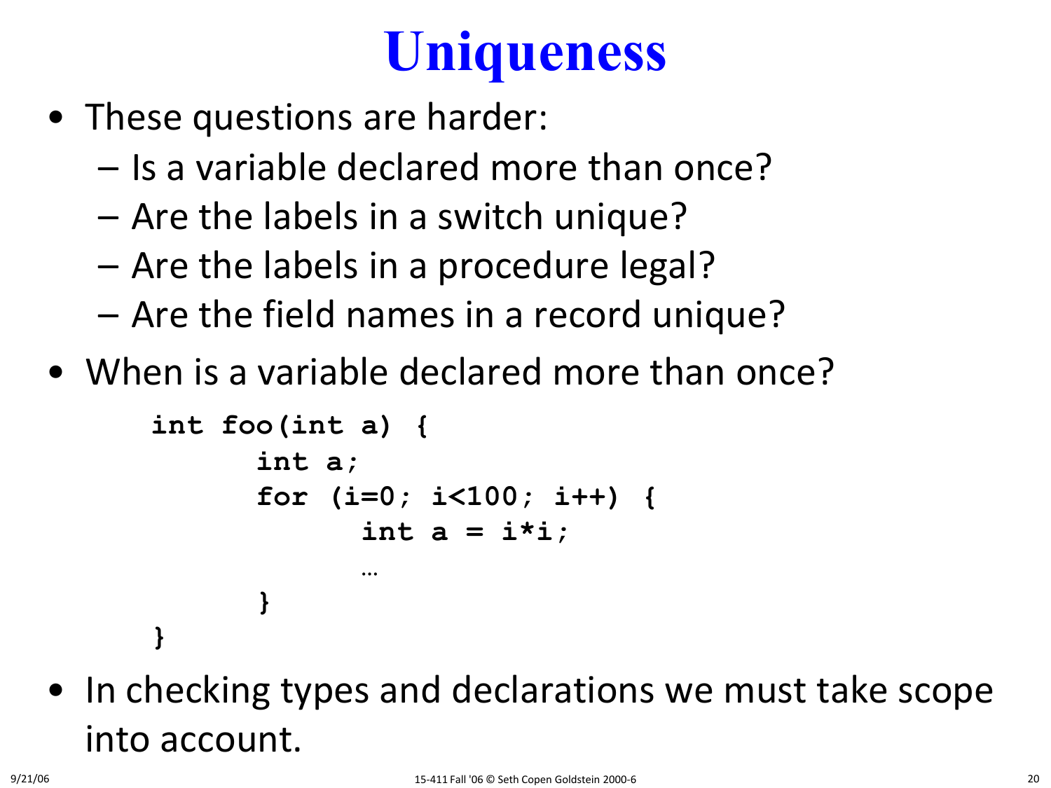# Uniqueness

- These questions are harder:
  - Is a variable declared more than once?
  - Are the labels in a switch unique?
  - Are the labels in a procedure legal?
  - Are the field names in a record unique?
- When is a variable declared more than once?

```
int foo(int a) {
      int a;
      for (i=0; i<100; i++) {
            int a = i*i;
            …
      }
}
```

- In checking types and declarations we must take scope into account.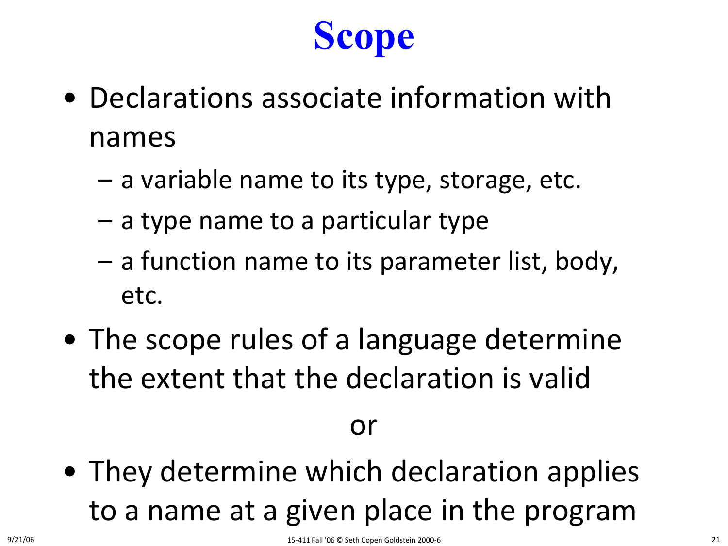# Scope

- Declarations associate information with names
  - a variable name to its type, storage, etc.
  - a type name to a particular type
  - a function name to its parameter list, body, etc.
- The scope rules of a language determine the extent that the declaration is valid

or

- They determine which declaration applies to a name at a given place in the program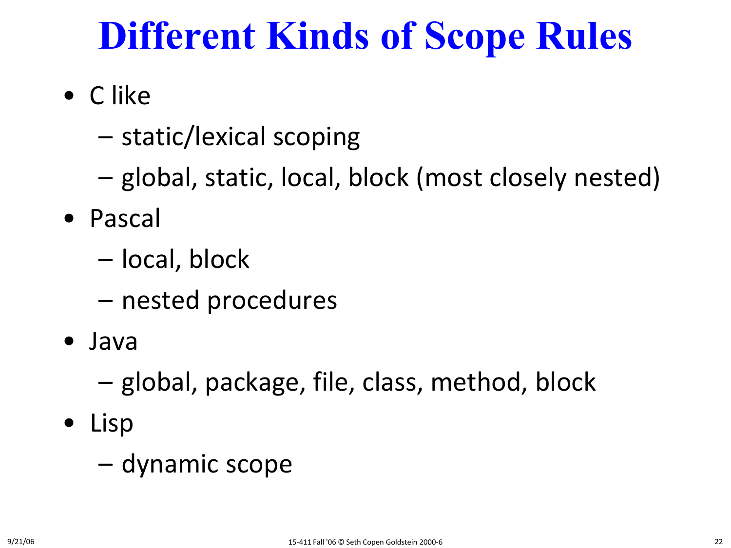# Different Kinds of Scope Rules

- C like
  - static/lexical scoping
  - global, static, local, block (most closely nested)
- Pascal
  - local, block
  - nested procedures
- Java
  - global, package, file, class, method, block
- Lisp
  - dynamic scope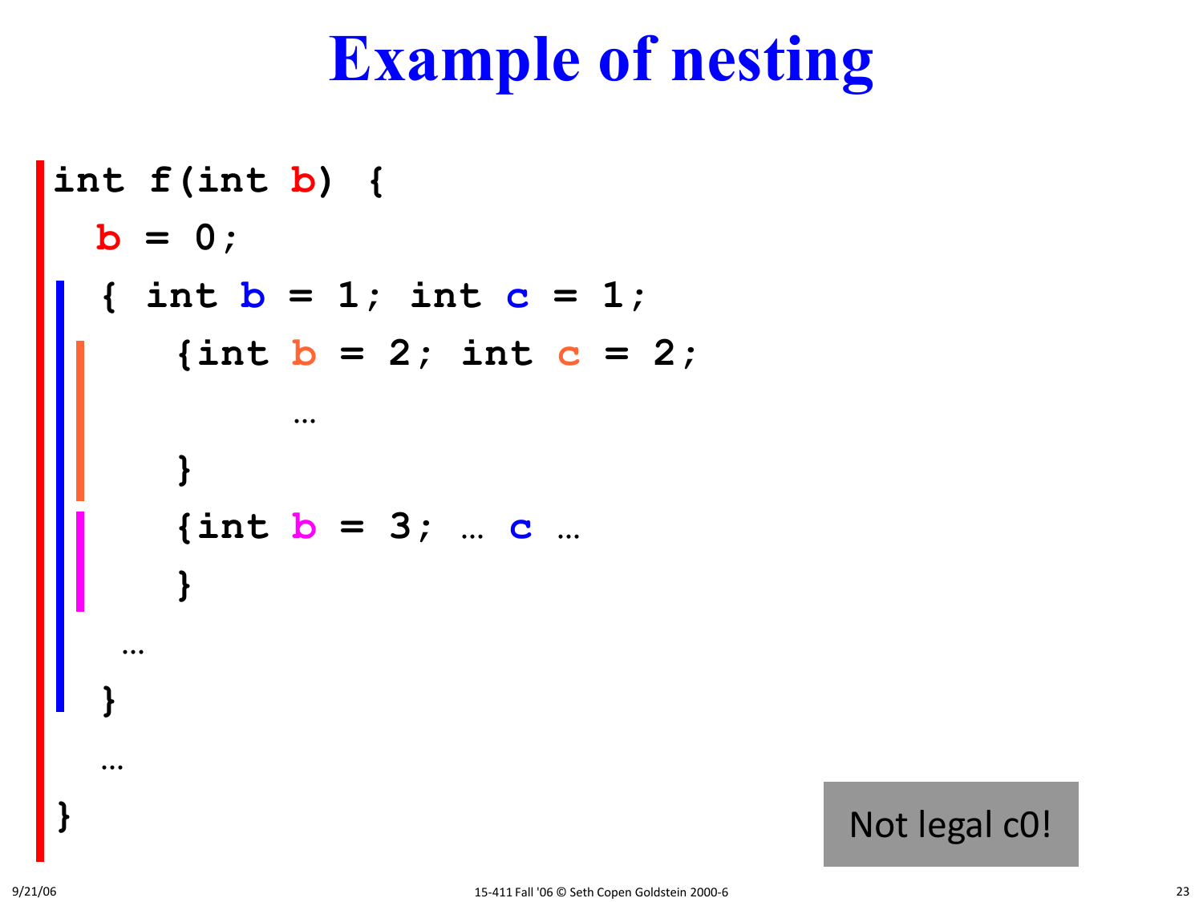# Example of nesting

```
int f(int b) {
  b = 0;
  { int b = 1; int c = 1;
     {int b = 2; int c = 2;
          …
     }
     {int b = 3; … c …
     }
   …
  }
  …
}
```

Not legal c0!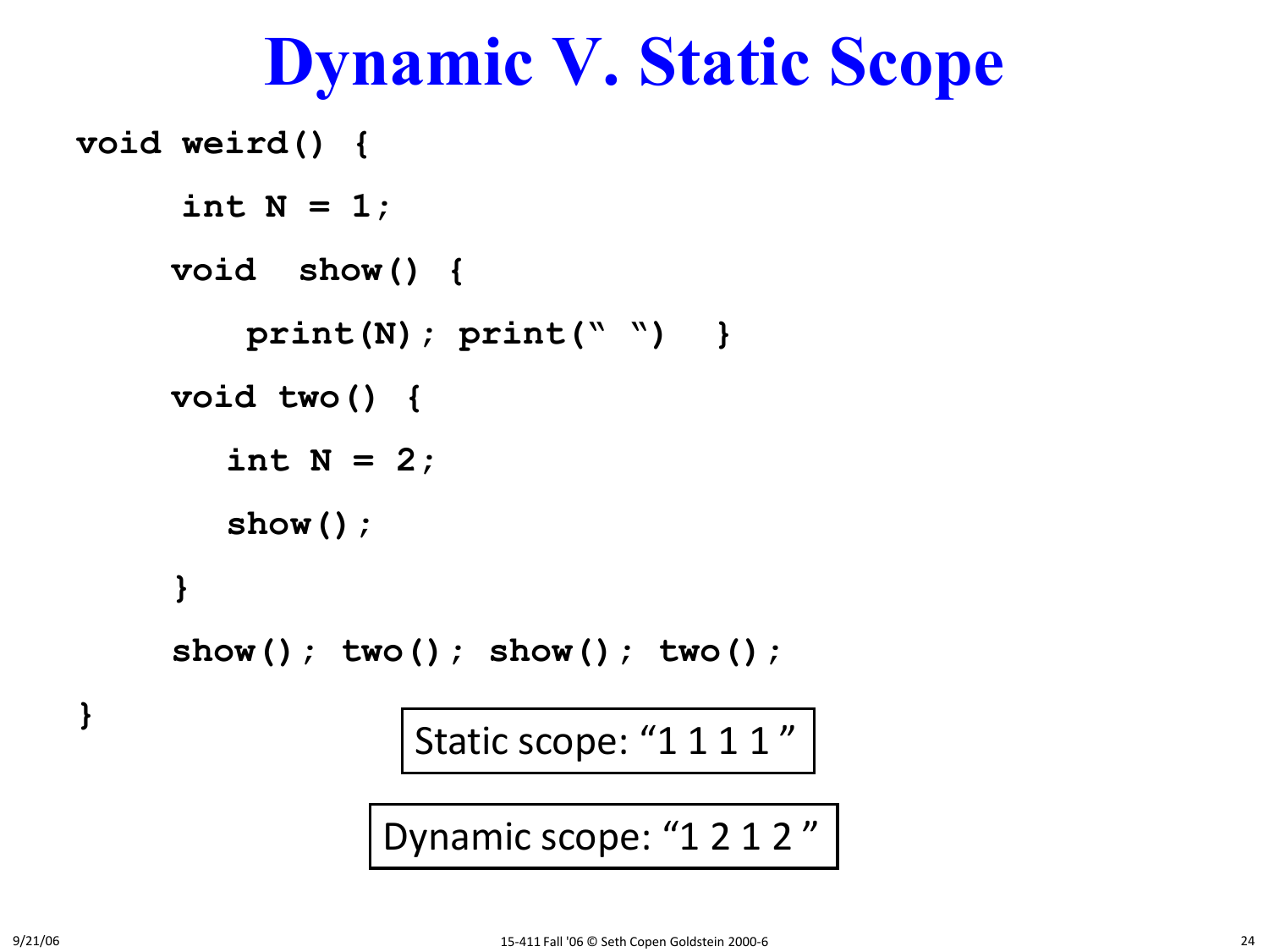# Dynamic V. Static Scope

```
void weird() {
     int N = 1;
    void  show() {
        print(N); print(" ")  }
    void two() {
       int N = 2;
       show();
    }
    show(); two(); show(); two();
}
```

Static scope: "1 1 1 1 "

Dynamic scope: "1 2 1 2 "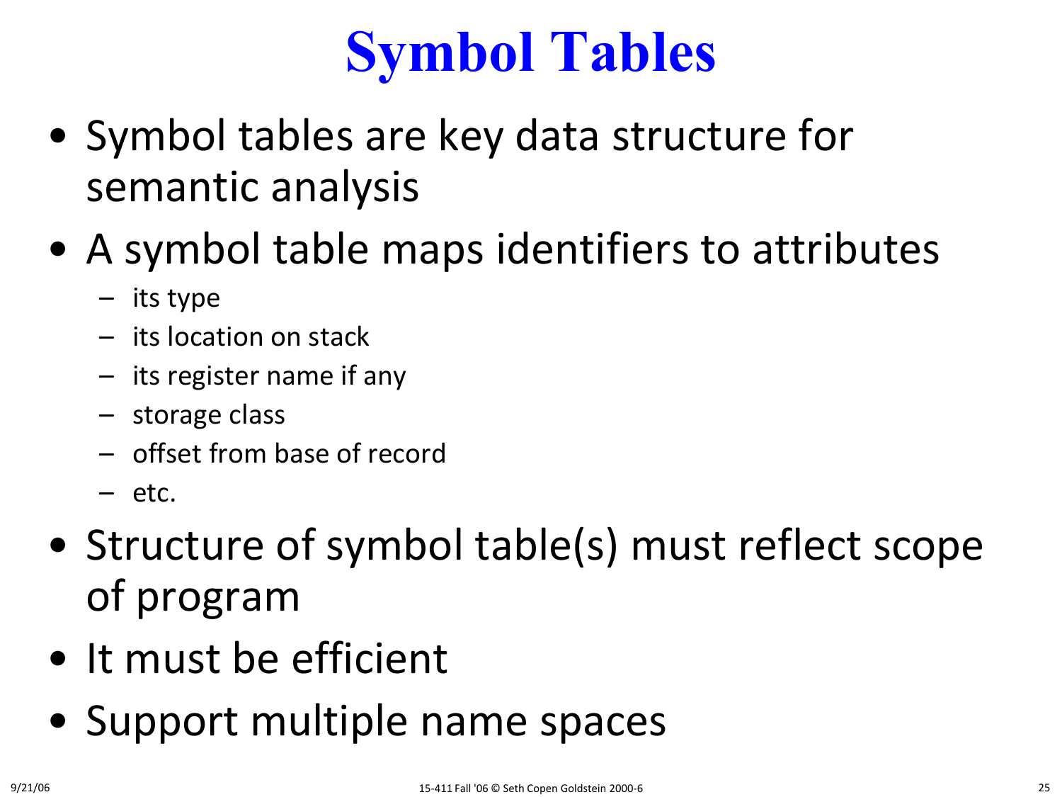# Symbol Tables

- Symbol tables are key data structure for semantic analysis
- A symbol table maps identifiers to attributes
  - its type
  - its location on stack
  - its register name if any
  - storage class
  - offset from base of record
  - etc.
- Structure of symbol table(s) must reflect scope of program
- It must be efficient
- Support multiple name spaces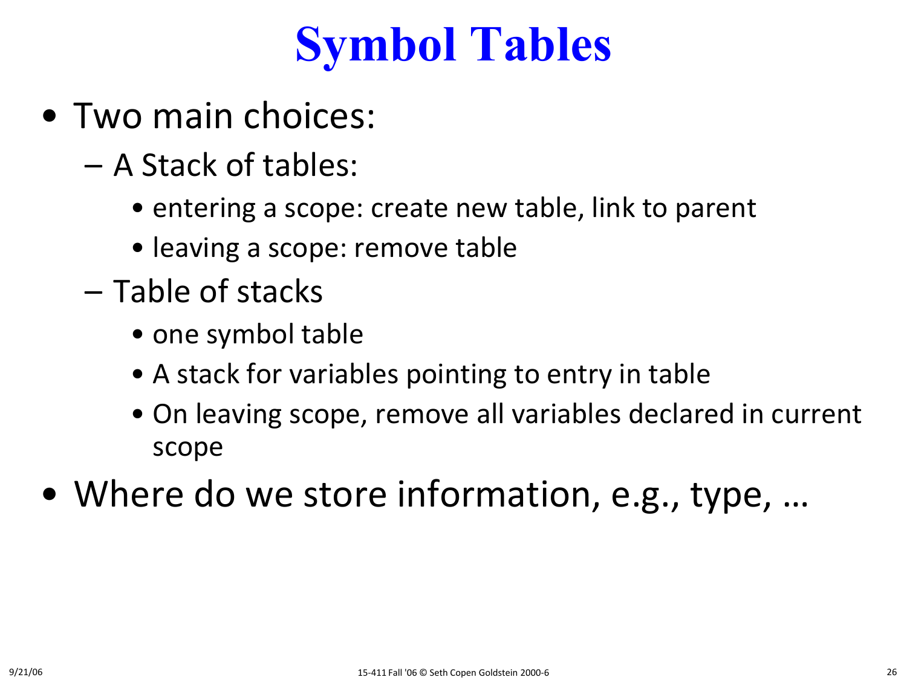# Symbol Tables

- Two main choices:
  - A Stack of tables:
    - entering a scope: create new table, link to parent
    - leaving a scope: remove table
  - Table of stacks
    - one symbol table
    - A stack for variables pointing to entry in table
    - On leaving scope, remove all variables declared in current scope
- Where do we store information, e.g., type, …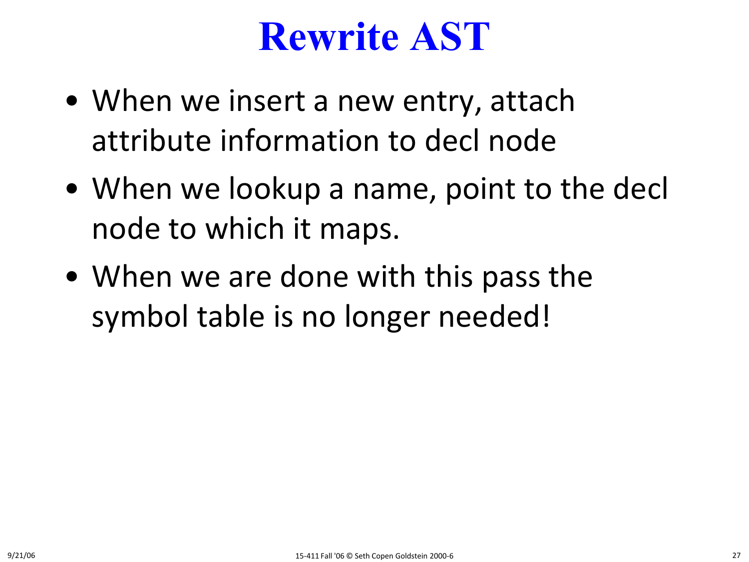# Rewrite AST

- When we insert a new entry, attach attribute information to decl node
- When we lookup a name, point to the decl node to which it maps.
- When we are done with this pass the symbol table is no longer needed!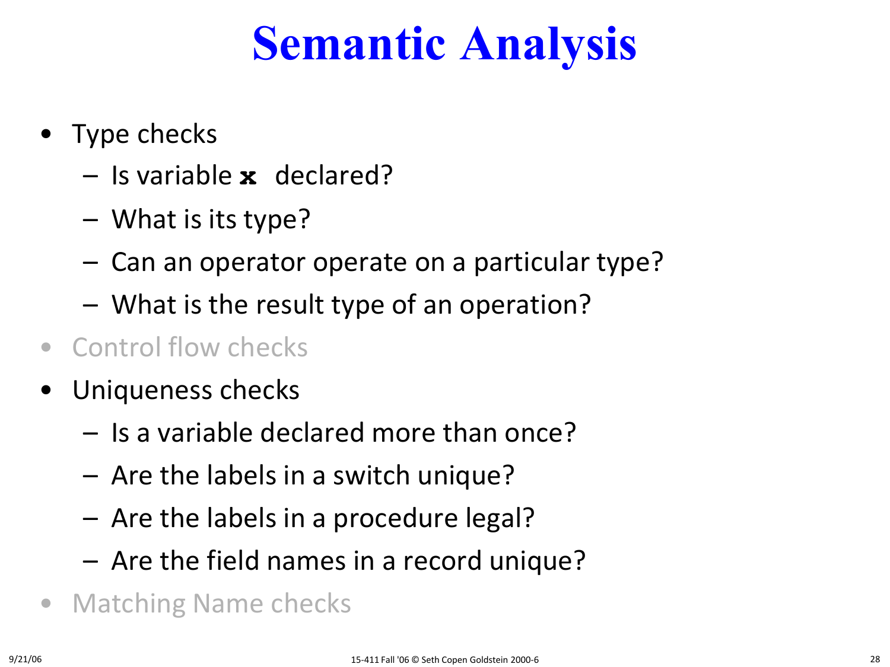# Semantic Analysis

- Type checks
  - Is variable **`x`** declared?
  - What is its type?
  - Can an operator operate on a particular type?
  - What is the result type of an operation?
- Control flow checks
- Uniqueness checks
  - Is a variable declared more than once?
  - Are the labels in a switch unique?
  - Are the labels in a procedure legal?
  - Are the field names in a record unique?
- Matching Name checks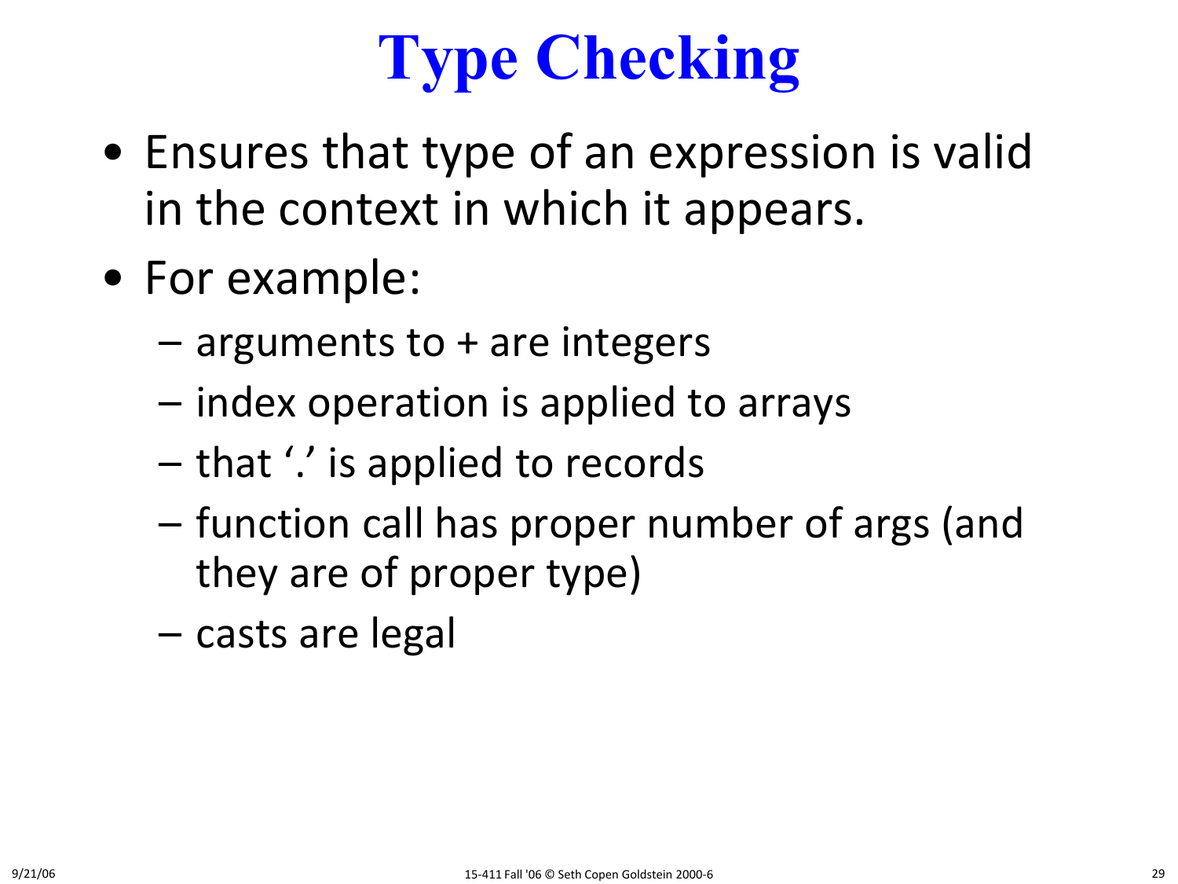# Type Checking

- Ensures that type of an expression is valid in the context in which it appears.
- For example:
  - arguments to + are integers
  - index operation is applied to arrays
  - that '.' is applied to records
  - function call has proper number of args (and they are of proper type)
  - casts are legal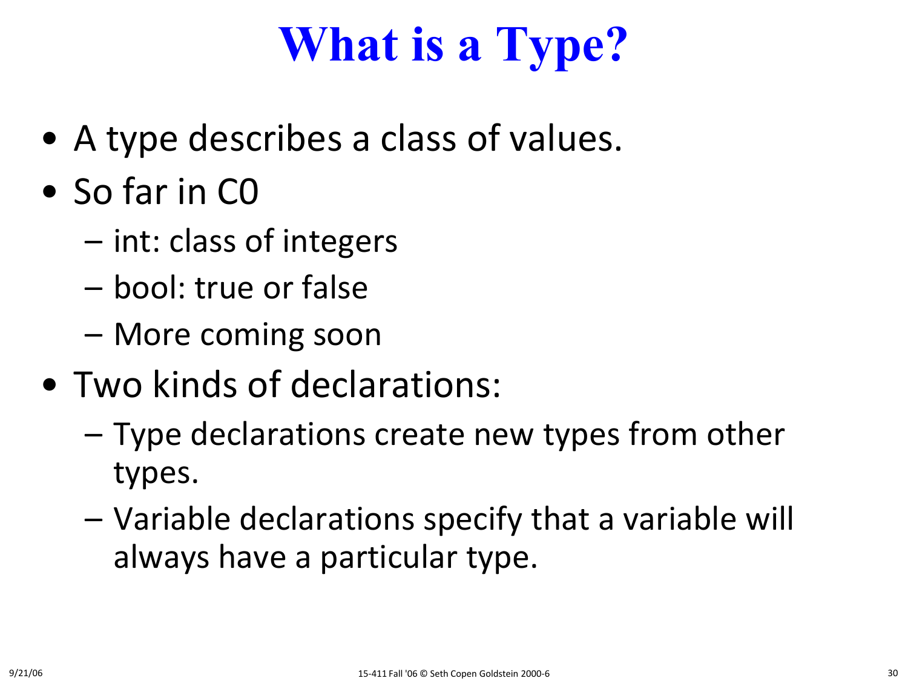# What is a Type?

- A type describes a class of values.
- So far in C0
  - int: class of integers
  - bool: true or false
  - More coming soon
- Two kinds of declarations:
  - Type declarations create new types from other types.
  - Variable declarations specify that a variable will always have a particular type.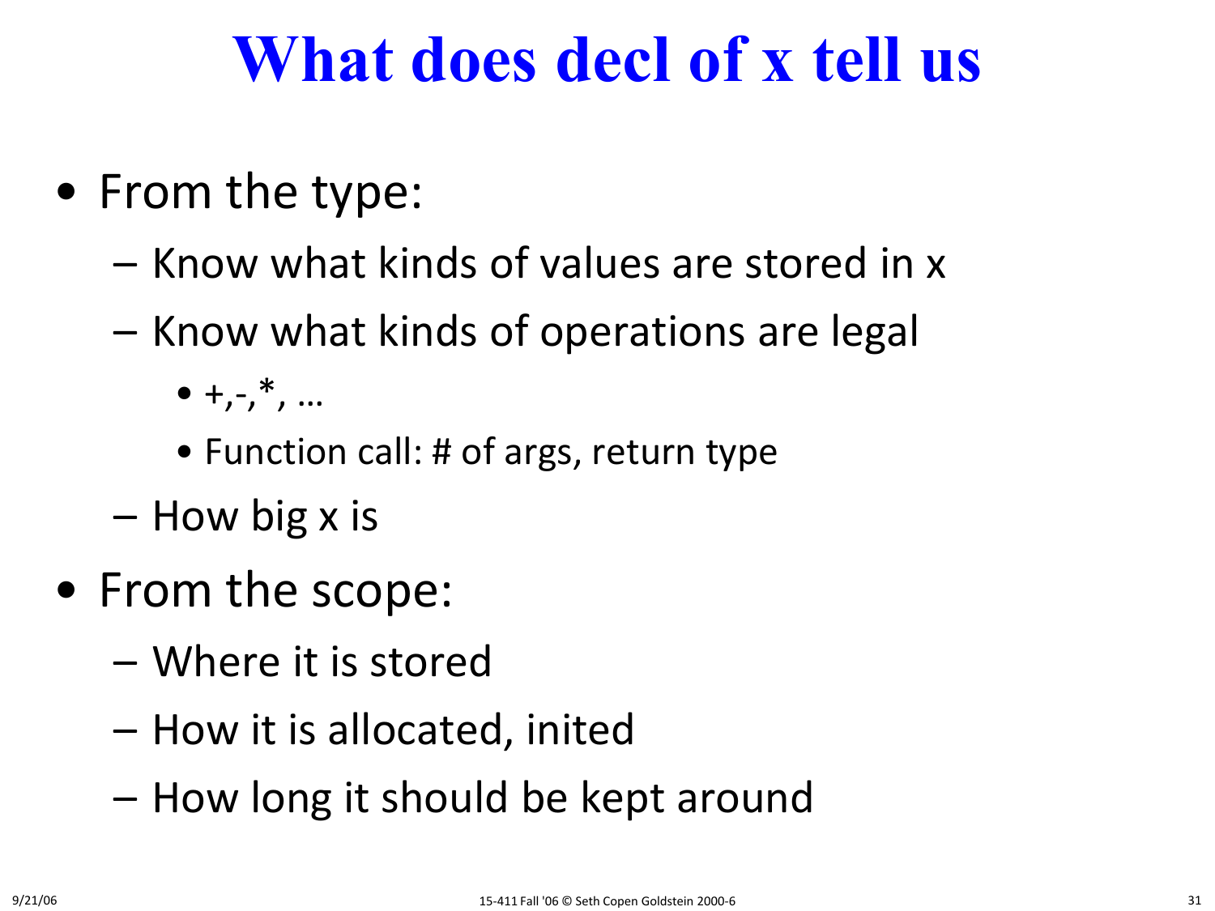# What does decl of x tell us

- From the type:
  - Know what kinds of values are stored in x
  - Know what kinds of operations are legal
    - +,-,*, …
    - Function call: # of args, return type
  - How big x is
- From the scope:
  - Where it is stored
  - How it is allocated, inited
  - How long it should be kept around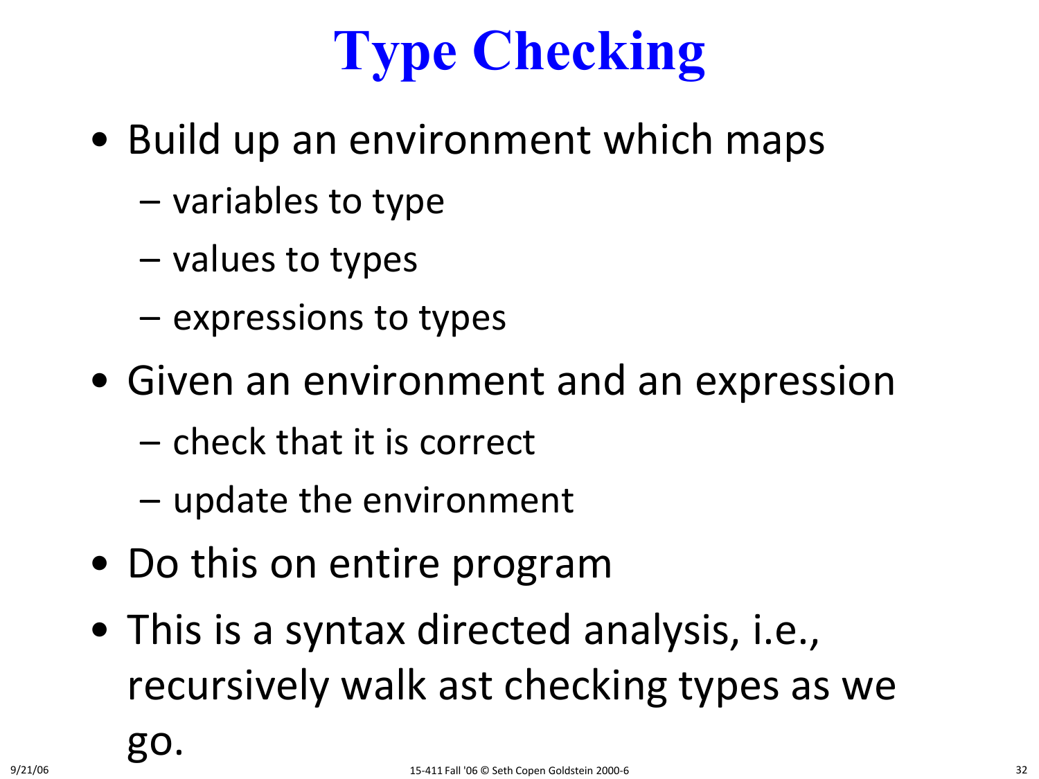# Type Checking

- Build up an environment which maps
  - variables to type
  - values to types
  - expressions to types
- Given an environment and an expression
  - check that it is correct
  - update the environment
- Do this on entire program
- This is a syntax directed analysis, i.e., recursively walk ast checking types as we go.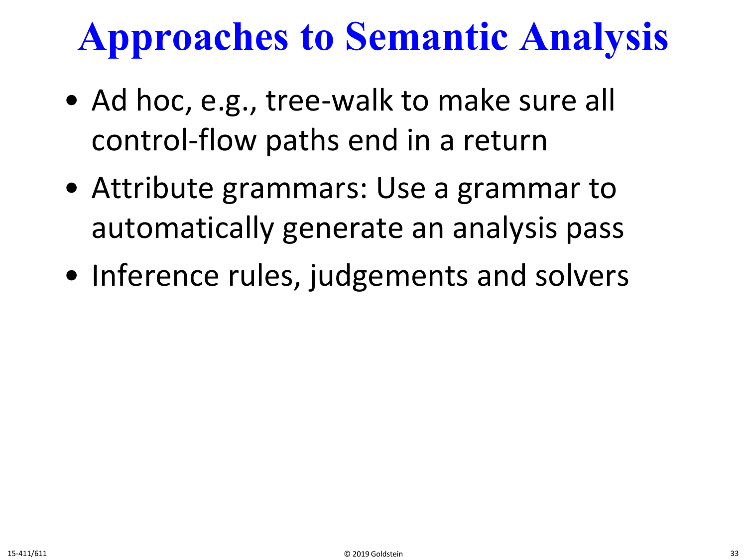# Approaches to Semantic Analysis

- Ad hoc, e.g., tree-walk to make sure all control-flow paths end in a return
- Attribute grammars: Use a grammar to automatically generate an analysis pass
- Inference rules, judgements and solvers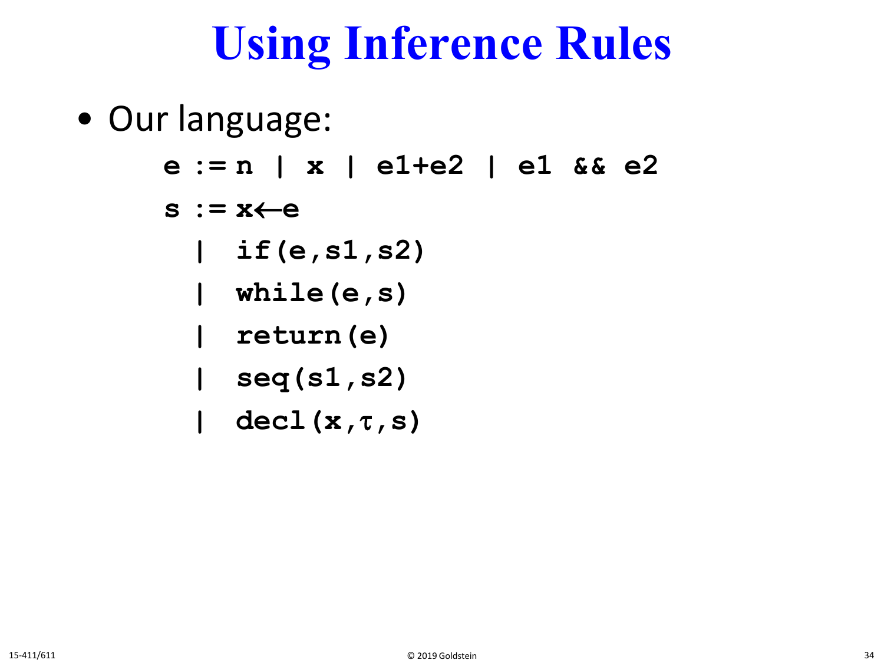# Using Inference Rules

- Our language:

```
e := n | x | e1+e2 | e1 && e2
s := x←e
  | if(e,s1,s2)
  | while(e,s)
  | return(e)
  | seq(s1,s2)
  | decl(x,τ,s)
```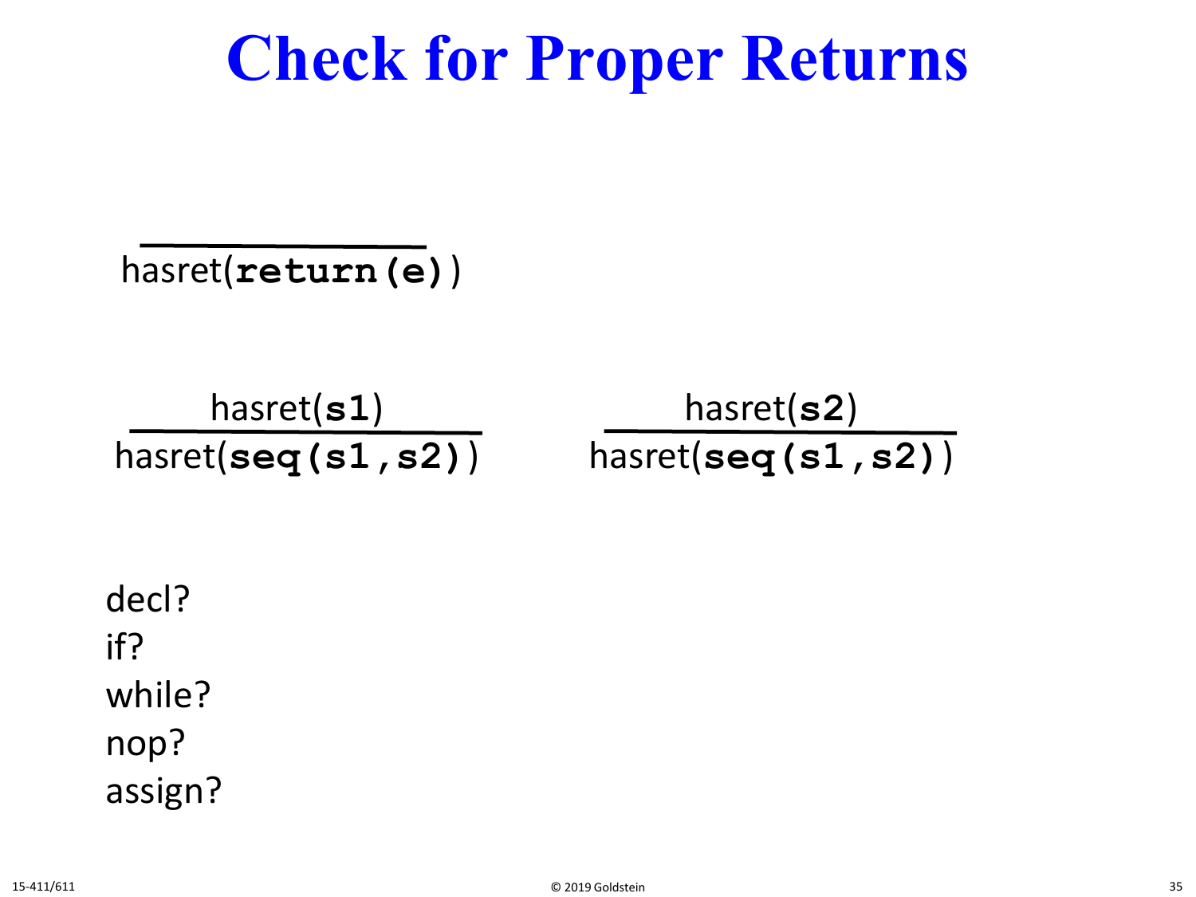# Check for Proper Returns

$$\frac{}{\text{hasret}(\texttt{\textbf{return(e)}})}$$

$$\frac{\text{hasret}(\texttt{\textbf{s1}})}{\text{hasret}(\texttt{\textbf{seq(s1,s2)}})} \qquad \frac{\text{hasret}(\texttt{\textbf{s2}})}{\text{hasret}(\texttt{\textbf{seq(s1,s2)}})}$$

decl?
if?
while?
nop?
assign?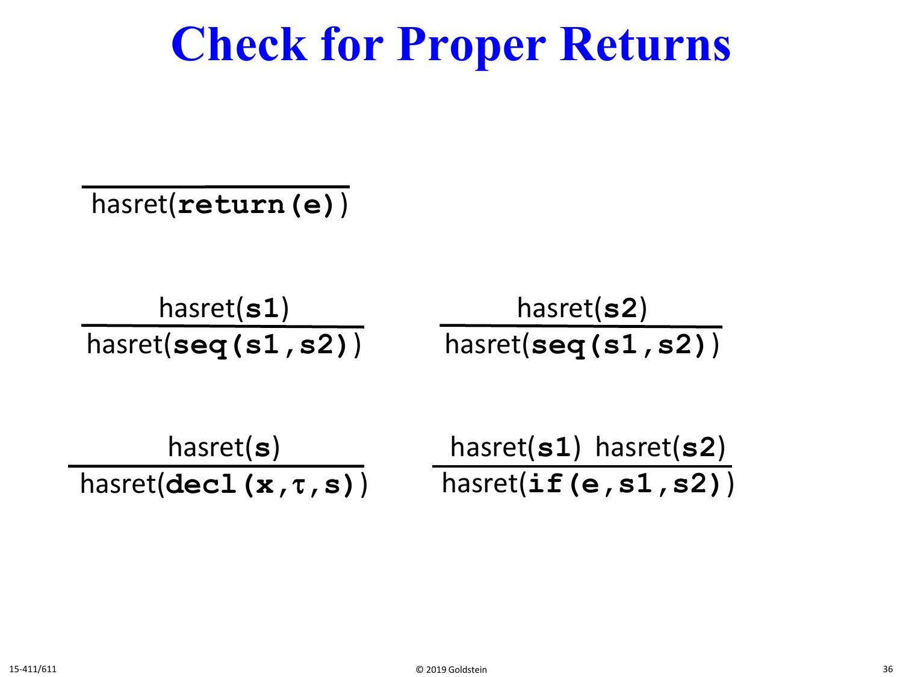# Check for Proper Returns

$$\frac{}{\text{hasret}(\texttt{return(e)})}$$

$$\frac{\text{hasret}(\texttt{s1})}{\text{hasret}(\texttt{seq(s1,s2)})} \qquad \frac{\text{hasret}(\texttt{s2})}{\text{hasret}(\texttt{seq(s1,s2)})}$$

$$\frac{\text{hasret}(\texttt{s})}{\text{hasret}(\texttt{decl(x,}\tau\texttt{,s)})} \qquad \frac{\text{hasret}(\texttt{s1}) \quad \text{hasret}(\texttt{s2})}{\text{hasret}(\texttt{if(e,s1,s2)})}$$

15-411/611 © 2019 Goldstein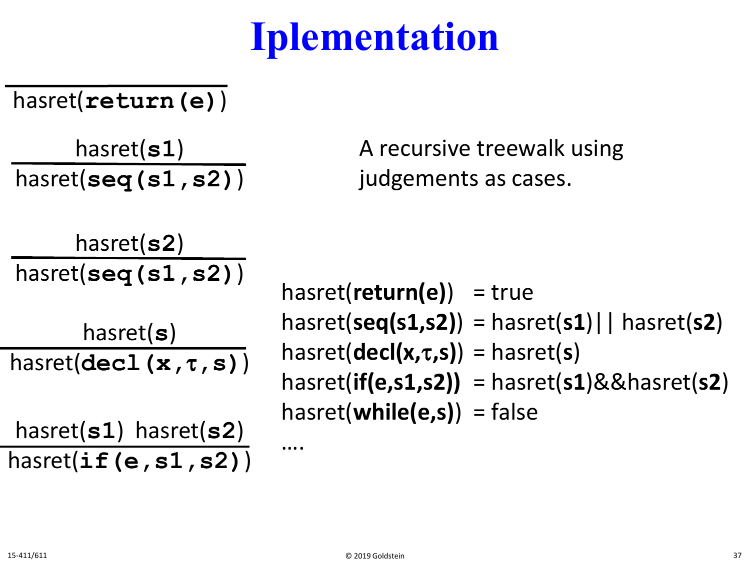# Iplementation

$$\frac{}{\text{hasret}(\texttt{return(e)})}$$

$$\frac{\text{hasret}(\texttt{s1})}{\text{hasret}(\texttt{seq(s1,s2)})}$$

$$\frac{\text{hasret}(\texttt{s2})}{\text{hasret}(\texttt{seq(s1,s2)})}$$

$$\frac{\text{hasret}(\texttt{s})}{\text{hasret}(\texttt{decl}(\texttt{x},\tau,\texttt{s}))}$$

$$\frac{\text{hasret}(\texttt{s1}) \quad \text{hasret}(\texttt{s2})}{\text{hasret}(\texttt{if(e,s1,s2)})}$$

A recursive treewalk using judgements as cases.

hasret(**return(e)**) = true
hasret(**seq(s1,s2)**) = hasret(**s1**)|| hasret(**s2**)
hasret(**decl(x,$\tau$,s)**) = hasret(**s**)
hasret(**if(e,s1,s2))** = hasret(**s1**)&&hasret(**s2**)
hasret(**while(e,s)**) = false
….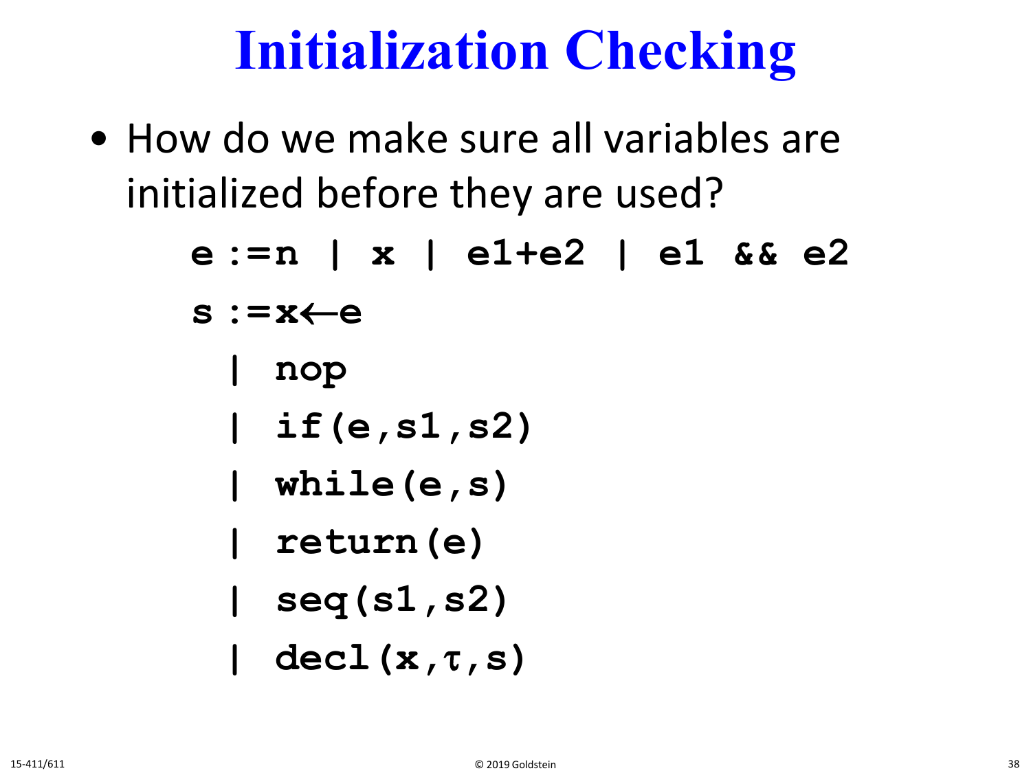# Initialization Checking

- How do we make sure all variables are initialized before they are used?

```
e ::= n | x | e1+e2 | e1 && e2
s ::= x←e
    | nop
    | if(e,s1,s2)
    | while(e,s)
    | return(e)
    | seq(s1,s2)
    | decl(x,τ,s)
```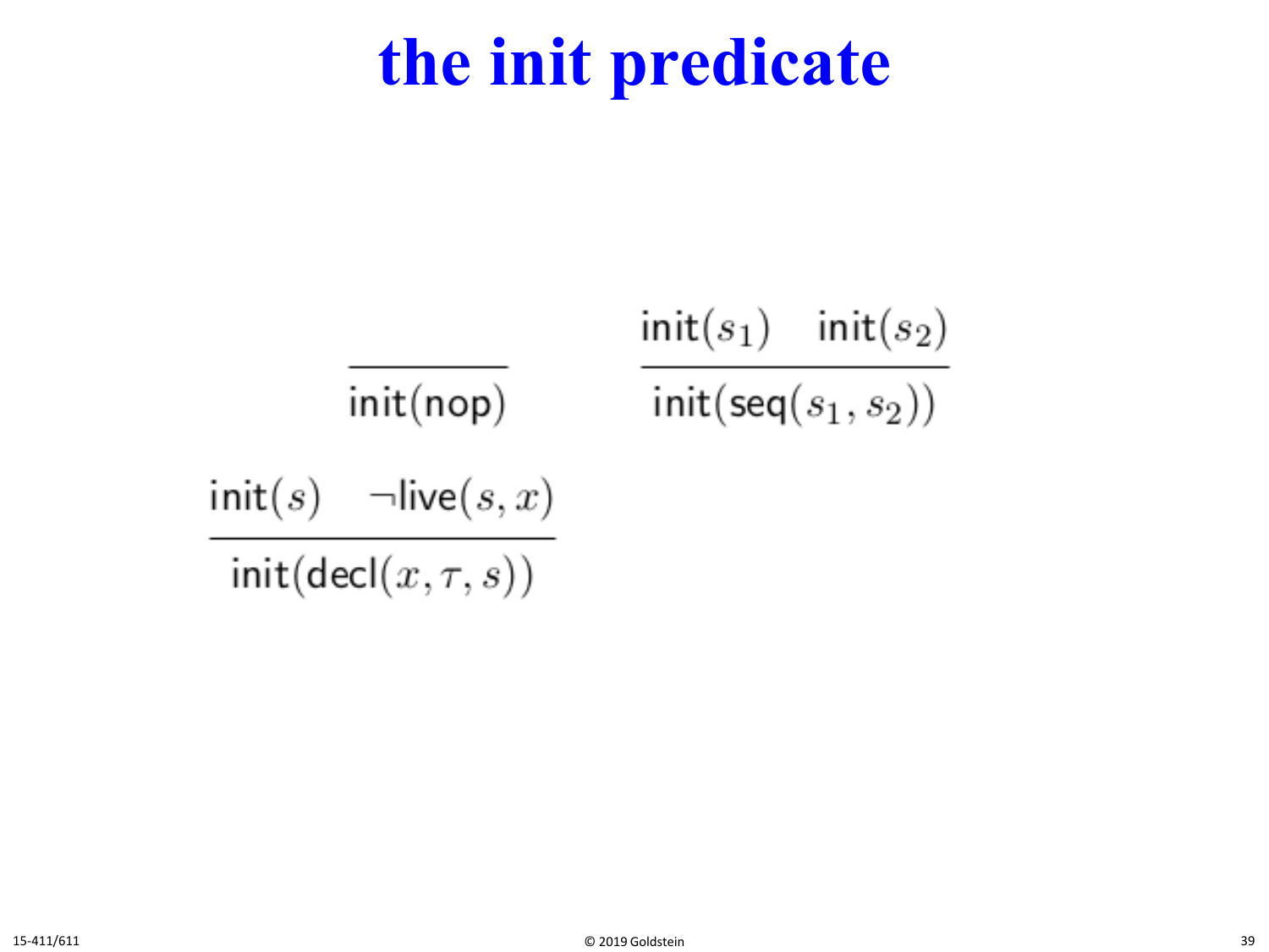# the init predicate

$$\frac{}{\mathsf{init}(\mathsf{nop})} \qquad \frac{\mathsf{init}(s_1) \quad \mathsf{init}(s_2)}{\mathsf{init}(\mathsf{seq}(s_1, s_2))}$$

$$\frac{\mathsf{init}(s) \quad \neg\mathsf{live}(s, x)}{\mathsf{init}(\mathsf{decl}(x, \tau, s))}$$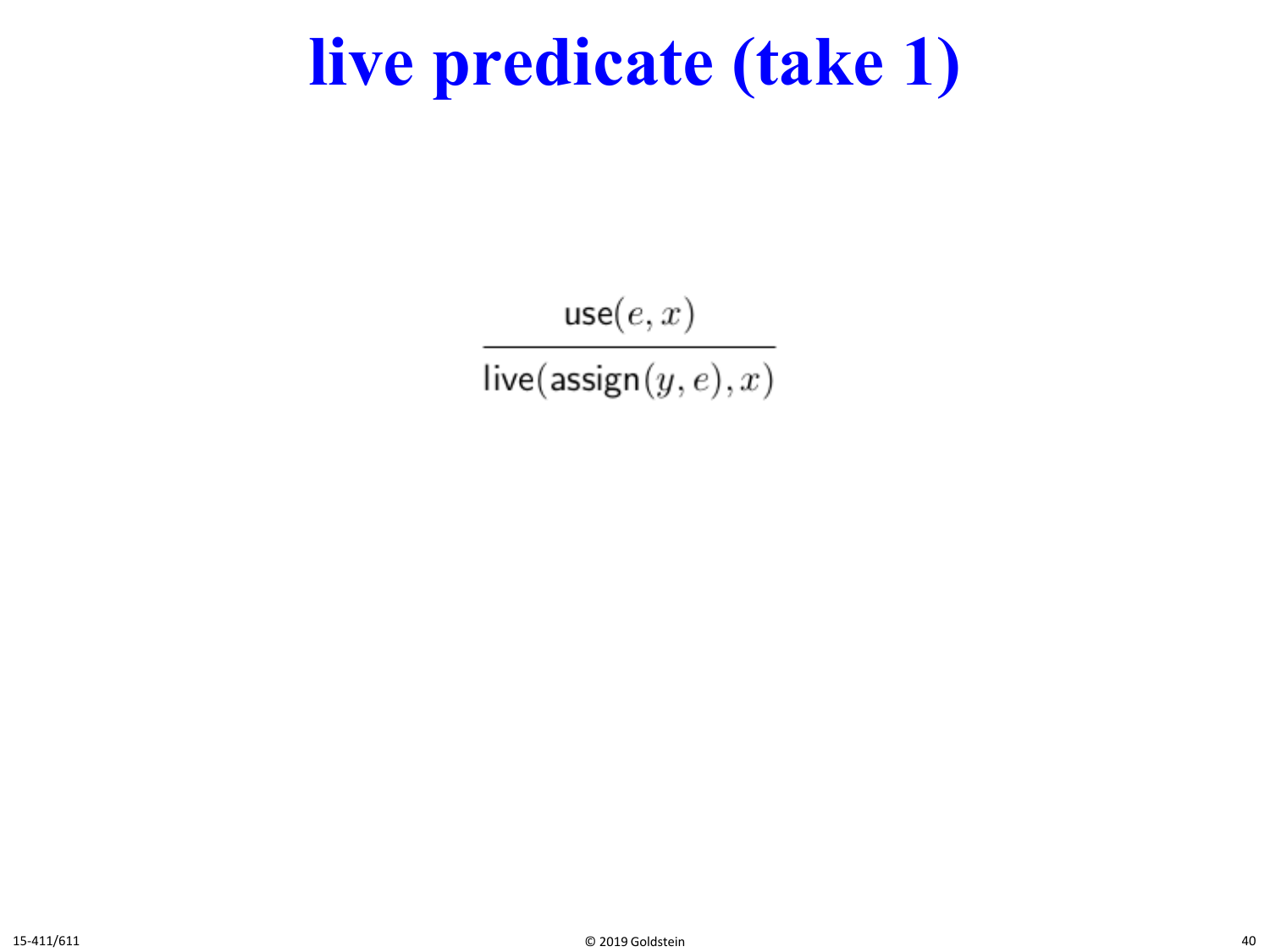# live predicate (take 1)

$$\frac{\mathsf{use}(e, x)}{\mathsf{live}(\mathsf{assign}(y, e), x)}$$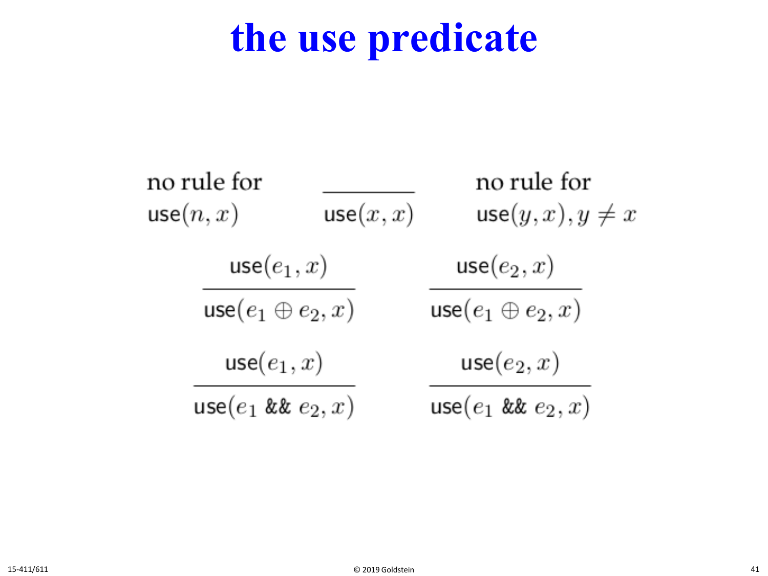# the use predicate

no rule for $\text{use}(n, x)$

$$\frac{}{\text{use}(x, x)}$$

no rule for $\text{use}(y, x), y \neq x$

$$\frac{\text{use}(e_1, x)}{\text{use}(e_1 \oplus e_2, x)} \qquad \frac{\text{use}(e_2, x)}{\text{use}(e_1 \oplus e_2, x)}$$

$$\frac{\text{use}(e_1, x)}{\text{use}(e_1 \mathbin{\&\&} e_2, x)} \qquad \frac{\text{use}(e_2, x)}{\text{use}(e_1 \mathbin{\&\&} e_2, x)}$$

© 2019 Goldstein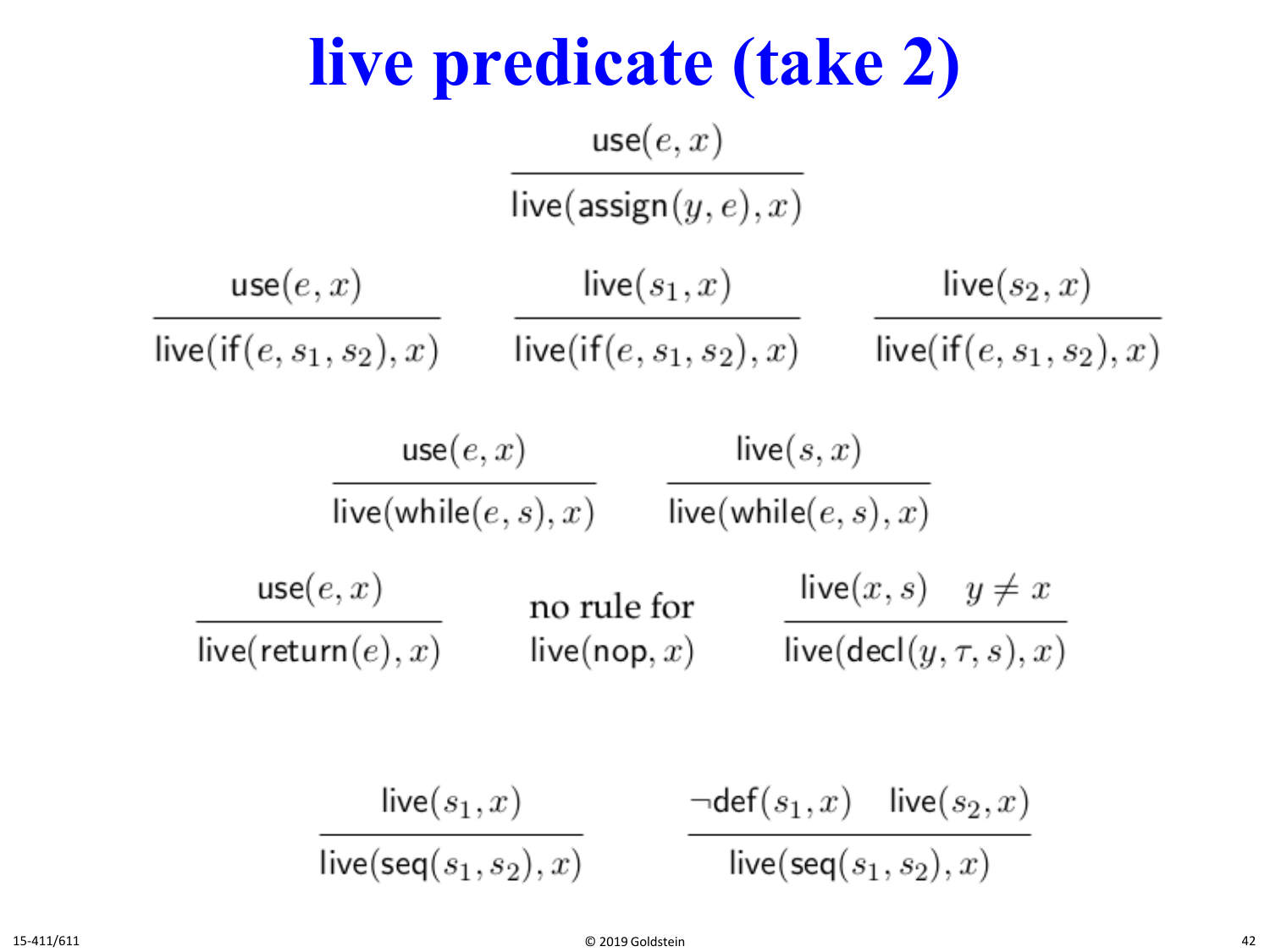# live predicate (take 2)

$$\frac{\mathsf{use}(e, x)}{\mathsf{live}(\mathsf{assign}(y, e), x)}$$

$$\frac{\mathsf{use}(e, x)}{\mathsf{live}(\mathsf{if}(e, s_1, s_2), x)} \qquad \frac{\mathsf{live}(s_1, x)}{\mathsf{live}(\mathsf{if}(e, s_1, s_2), x)} \qquad \frac{\mathsf{live}(s_2, x)}{\mathsf{live}(\mathsf{if}(e, s_1, s_2), x)}$$

$$\frac{\mathsf{use}(e, x)}{\mathsf{live}(\mathsf{while}(e, s), x)} \qquad \frac{\mathsf{live}(s, x)}{\mathsf{live}(\mathsf{while}(e, s), x)}$$

$$\frac{\mathsf{use}(e, x)}{\mathsf{live}(\mathsf{return}(e), x)} \qquad \text{no rule for } \mathsf{live}(\mathsf{nop}, x) \qquad \frac{\mathsf{live}(x, s) \quad y \neq x}{\mathsf{live}(\mathsf{decl}(y, \tau, s), x)}$$

$$\frac{\mathsf{live}(s_1, x)}{\mathsf{live}(\mathsf{seq}(s_1, s_2), x)} \qquad \frac{\neg\mathsf{def}(s_1, x) \quad \mathsf{live}(s_2, x)}{\mathsf{live}(\mathsf{seq}(s_1, s_2), x)}$$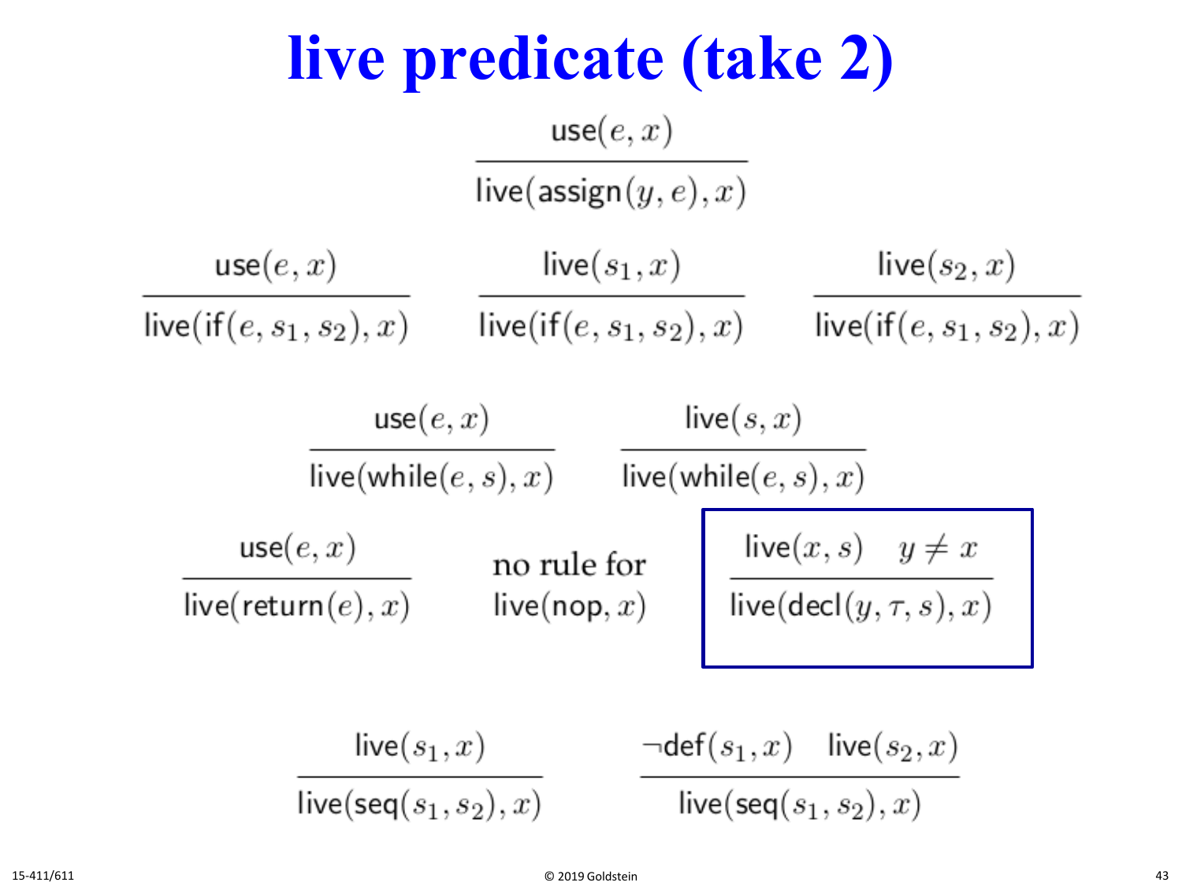# live predicate (take 2)

$$\frac{\mathsf{use}(e, x)}{\mathsf{live}(\mathsf{assign}(y, e), x)}$$

$$\frac{\mathsf{use}(e, x)}{\mathsf{live}(\mathsf{if}(e, s_1, s_2), x)} \qquad \frac{\mathsf{live}(s_1, x)}{\mathsf{live}(\mathsf{if}(e, s_1, s_2), x)} \qquad \frac{\mathsf{live}(s_2, x)}{\mathsf{live}(\mathsf{if}(e, s_1, s_2), x)}$$

$$\frac{\mathsf{use}(e, x)}{\mathsf{live}(\mathsf{while}(e, s), x)} \qquad \frac{\mathsf{live}(s, x)}{\mathsf{live}(\mathsf{while}(e, s), x)}$$

$$\frac{\mathsf{use}(e, x)}{\mathsf{live}(\mathsf{return}(e), x)}$$

no rule for $\mathsf{live}(\mathsf{nop}, x)$

$$\frac{\mathsf{live}(x, s) \quad y \neq x}{\mathsf{live}(\mathsf{decl}(y, \tau, s), x)}$$

$$\frac{\mathsf{live}(s_1, x)}{\mathsf{live}(\mathsf{seq}(s_1, s_2), x)} \qquad \frac{\neg\mathsf{def}(s_1, x) \quad \mathsf{live}(s_2, x)}{\mathsf{live}(\mathsf{seq}(s_1, s_2), x)}$$

15-411/611 © 2019 Goldstein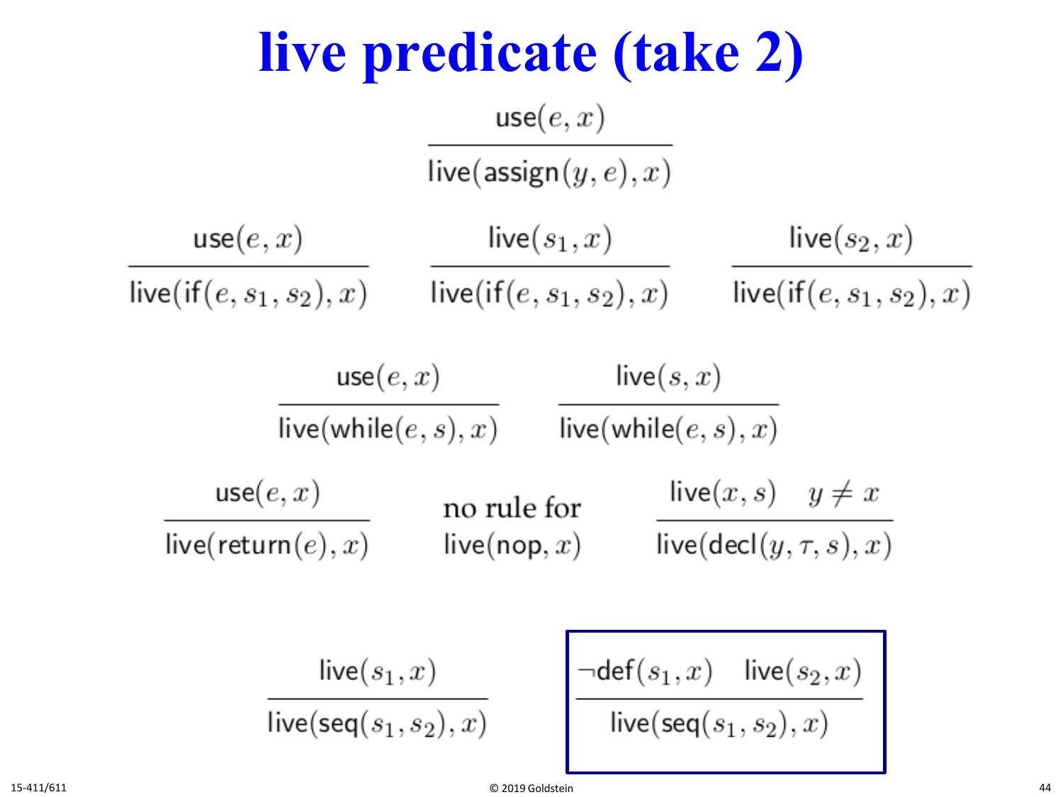# live predicate (take 2)

$$\frac{\mathsf{use}(e, x)}{\mathsf{live}(\mathsf{assign}(y, e), x)}$$

$$\frac{\mathsf{use}(e, x)}{\mathsf{live}(\mathsf{if}(e, s_1, s_2), x)} \qquad \frac{\mathsf{live}(s_1, x)}{\mathsf{live}(\mathsf{if}(e, s_1, s_2), x)} \qquad \frac{\mathsf{live}(s_2, x)}{\mathsf{live}(\mathsf{if}(e, s_1, s_2), x)}$$

$$\frac{\mathsf{use}(e, x)}{\mathsf{live}(\mathsf{while}(e, s), x)} \qquad \frac{\mathsf{live}(s, x)}{\mathsf{live}(\mathsf{while}(e, s), x)}$$

$$\frac{\mathsf{use}(e, x)}{\mathsf{live}(\mathsf{return}(e), x)}$$

no rule for $\mathsf{live}(\mathsf{nop}, x)$

$$\frac{\mathsf{live}(x, s) \quad y \neq x}{\mathsf{live}(\mathsf{decl}(y, \tau, s), x)}$$

$$\frac{\mathsf{live}(s_1, x)}{\mathsf{live}(\mathsf{seq}(s_1, s_2), x)} \qquad \frac{\neg\mathsf{def}(s_1, x) \quad \mathsf{live}(s_2, x)}{\mathsf{live}(\mathsf{seq}(s_1, s_2), x)}$$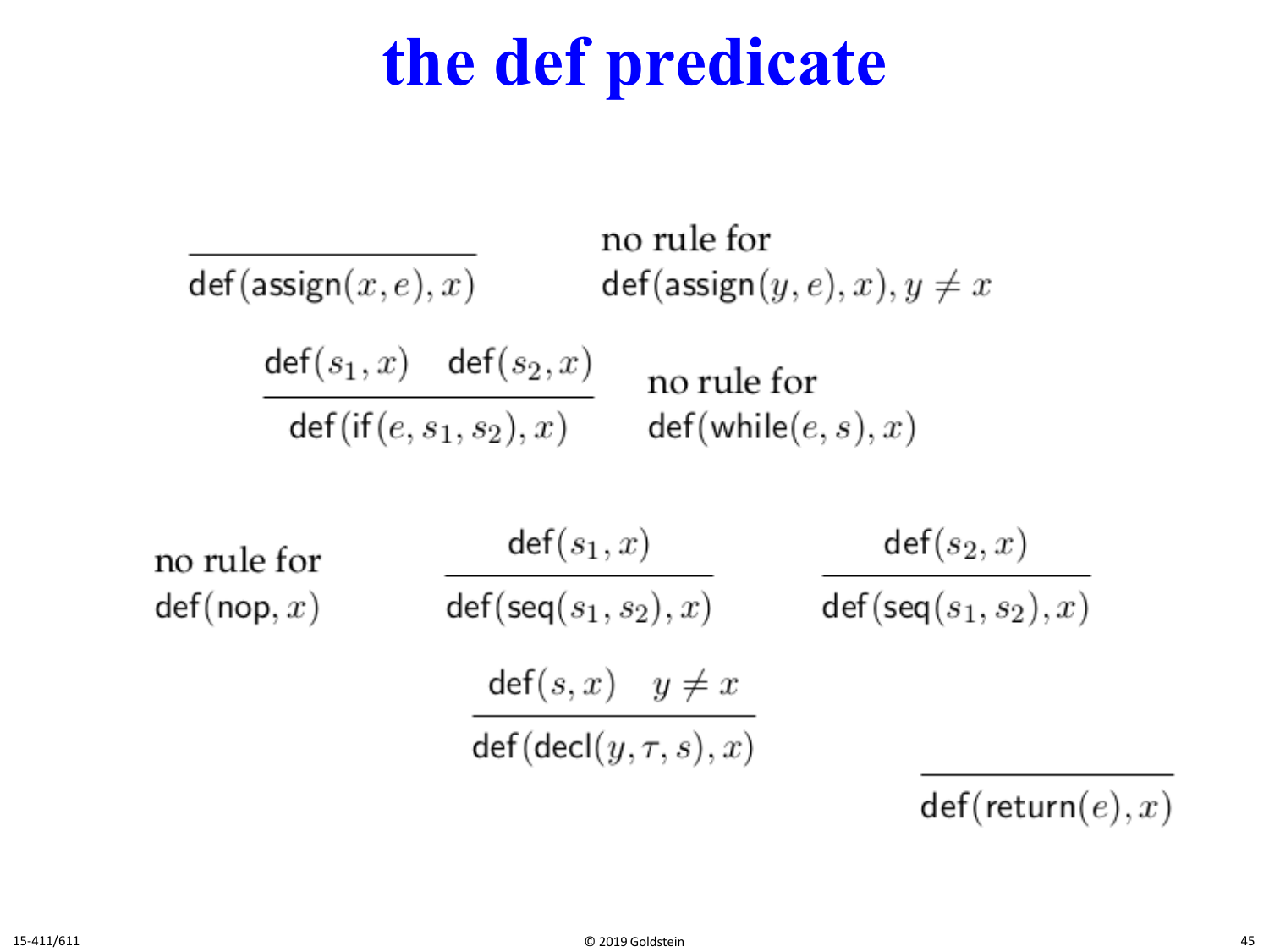# the def predicate

$$\frac{}{\mathsf{def}(\mathsf{assign}(x, e), x)}$$

no rule for
$\mathsf{def}(\mathsf{assign}(y, e), x), y \neq x$

$$\frac{\mathsf{def}(s_1, x) \quad \mathsf{def}(s_2, x)}{\mathsf{def}(\mathsf{if}(e, s_1, s_2), x)}$$

no rule for
$\mathsf{def}(\mathsf{while}(e, s), x)$

no rule for
$\mathsf{def}(\mathsf{nop}, x)$

$$\frac{\mathsf{def}(s_1, x)}{\mathsf{def}(\mathsf{seq}(s_1, s_2), x)}$$

$$\frac{\mathsf{def}(s_2, x)}{\mathsf{def}(\mathsf{seq}(s_1, s_2), x)}$$

$$\frac{\mathsf{def}(s, x) \quad y \neq x}{\mathsf{def}(\mathsf{decl}(y, \tau, s), x)}$$

$$\frac{}{\mathsf{def}(\mathsf{return}(e), x)}$$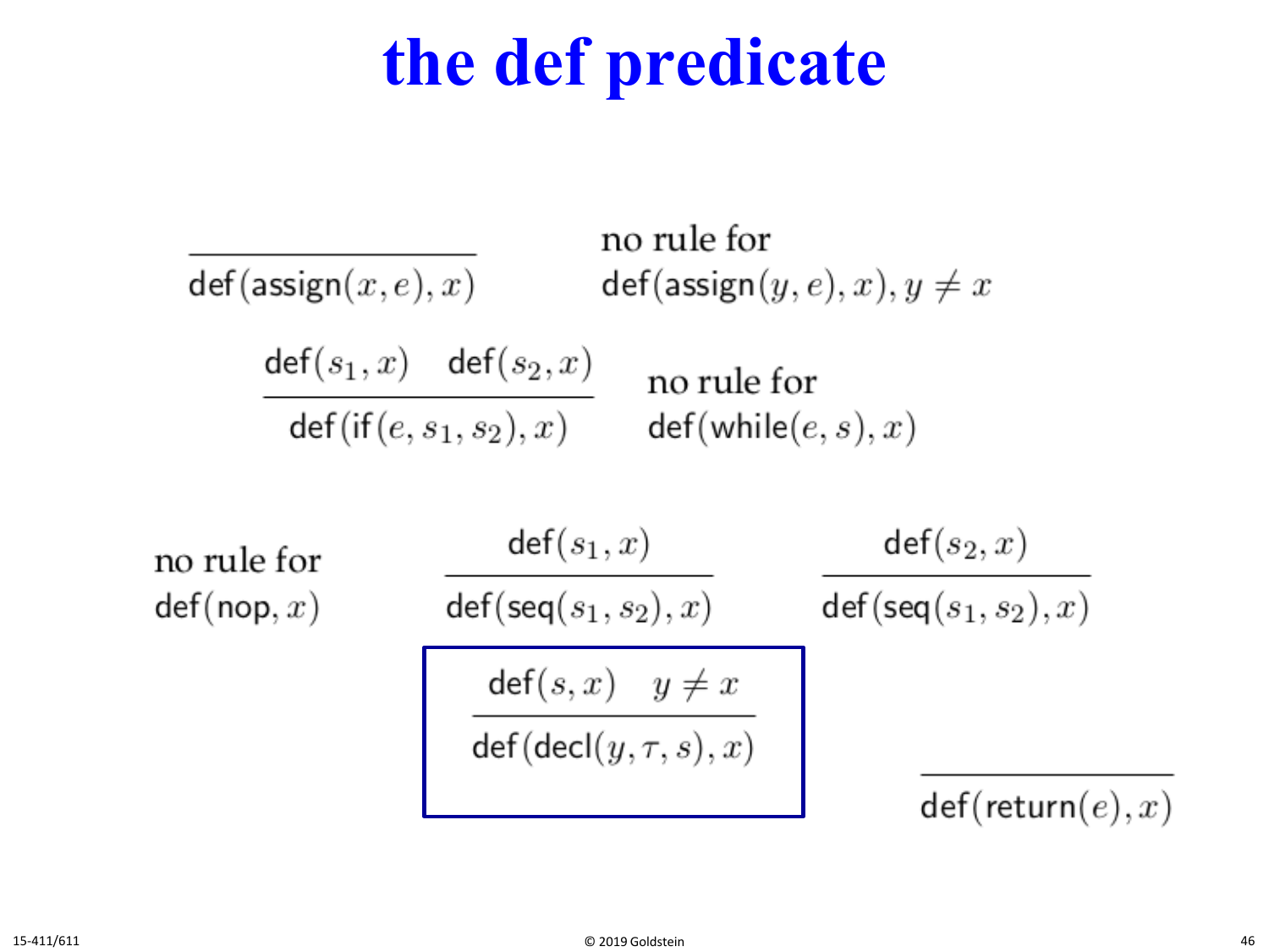# the def predicate

$$\frac{}{\mathsf{def}(\mathsf{assign}(x, e), x)}$$

no rule for $\mathsf{def}(\mathsf{assign}(y, e), x), y \neq x$

$$\frac{\mathsf{def}(s_1, x) \quad \mathsf{def}(s_2, x)}{\mathsf{def}(\mathsf{if}(e, s_1, s_2), x)}$$

no rule for $\mathsf{def}(\mathsf{while}(e, s), x)$

no rule for $\mathsf{def}(\mathsf{nop}, x)$

$$\frac{\mathsf{def}(s_1, x)}{\mathsf{def}(\mathsf{seq}(s_1, s_2), x)}$$

$$\frac{\mathsf{def}(s_2, x)}{\mathsf{def}(\mathsf{seq}(s_1, s_2), x)}$$

$$\frac{\mathsf{def}(s, x) \quad y \neq x}{\mathsf{def}(\mathsf{decl}(y, \tau, s), x)}$$

$$\frac{}{\mathsf{def}(\mathsf{return}(e), x)}$$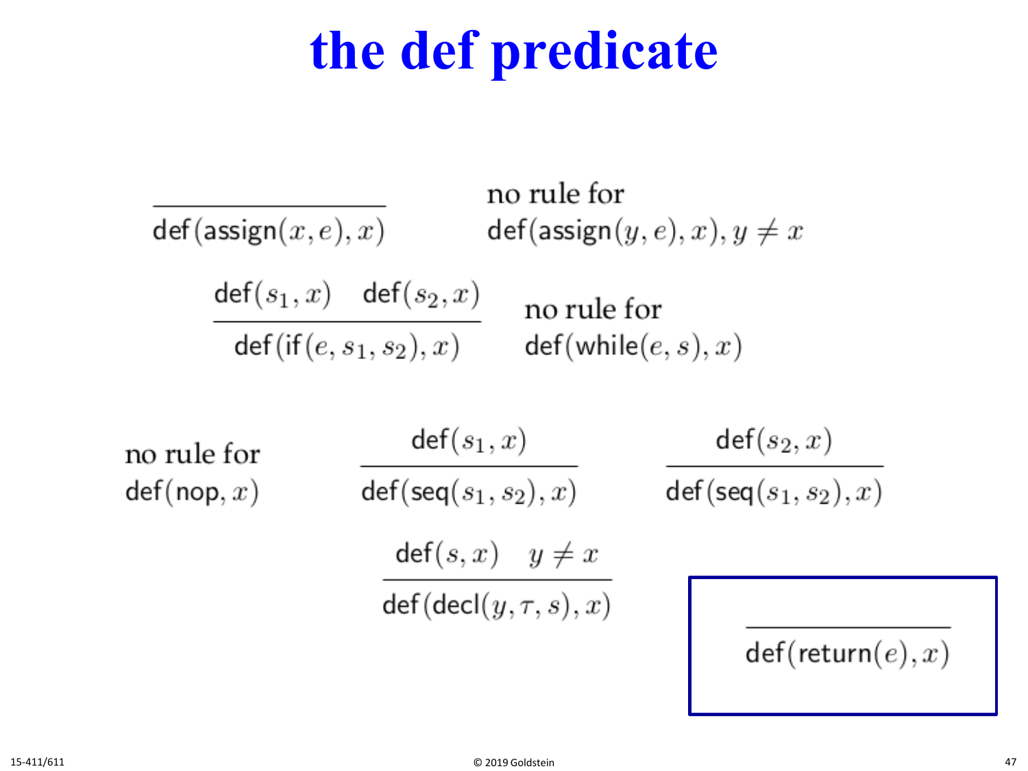# the def predicate

$$\frac{}{\mathsf{def}(\mathsf{assign}(x, e), x)}$$

no rule for
$\mathsf{def}(\mathsf{assign}(y, e), x), y \neq x$

$$\frac{\mathsf{def}(s_1, x) \quad \mathsf{def}(s_2, x)}{\mathsf{def}(\mathsf{if}(e, s_1, s_2), x)}$$

no rule for
$\mathsf{def}(\mathsf{while}(e, s), x)$

no rule for
$\mathsf{def}(\mathsf{nop}, x)$

$$\frac{\mathsf{def}(s_1, x)}{\mathsf{def}(\mathsf{seq}(s_1, s_2), x)}$$

$$\frac{\mathsf{def}(s_2, x)}{\mathsf{def}(\mathsf{seq}(s_1, s_2), x)}$$

$$\frac{\mathsf{def}(s, x) \quad y \neq x}{\mathsf{def}(\mathsf{decl}(y, \tau, s), x)}$$

$$\frac{}{\mathsf{def}(\mathsf{return}(e), x)}$$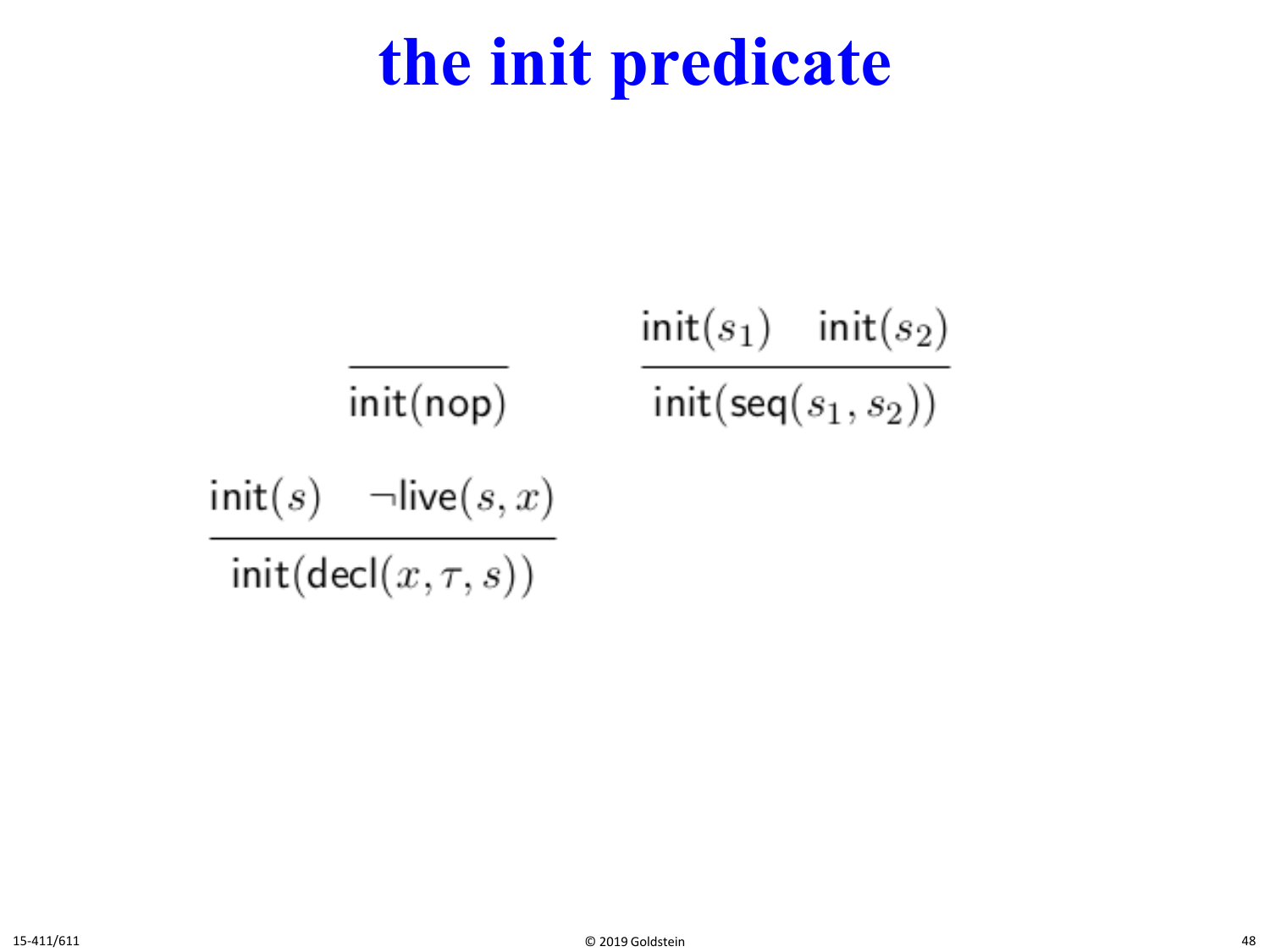# the init predicate

$$\frac{}{\mathsf{init}(\mathsf{nop})} \qquad \frac{\mathsf{init}(s_1) \quad \mathsf{init}(s_2)}{\mathsf{init}(\mathsf{seq}(s_1, s_2))}$$

$$\frac{\mathsf{init}(s) \quad \neg\mathsf{live}(s, x)}{\mathsf{init}(\mathsf{decl}(x, \tau, s))}$$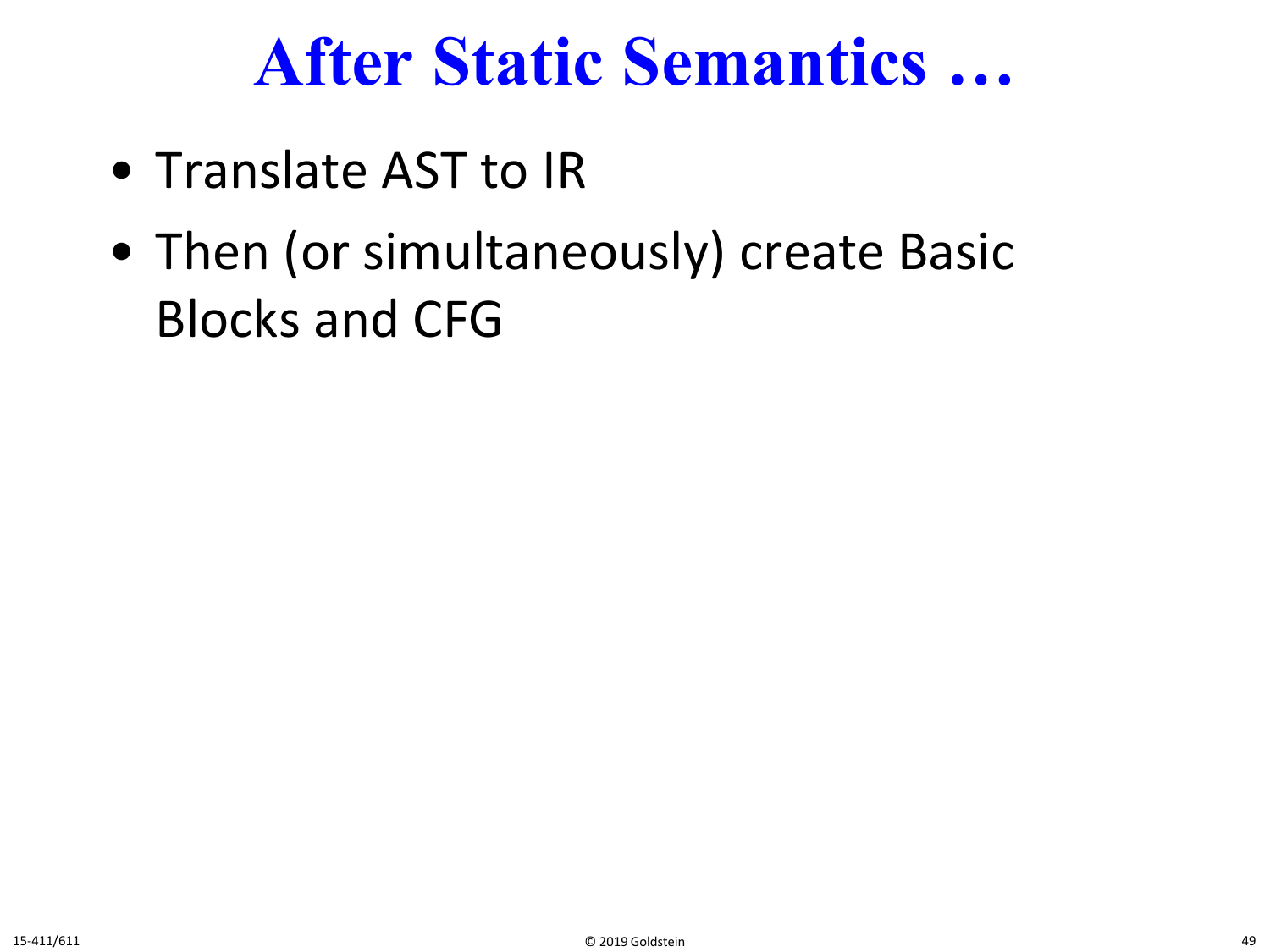# After Static Semantics …

- Translate AST to IR
- Then (or simultaneously) create Basic Blocks and CFG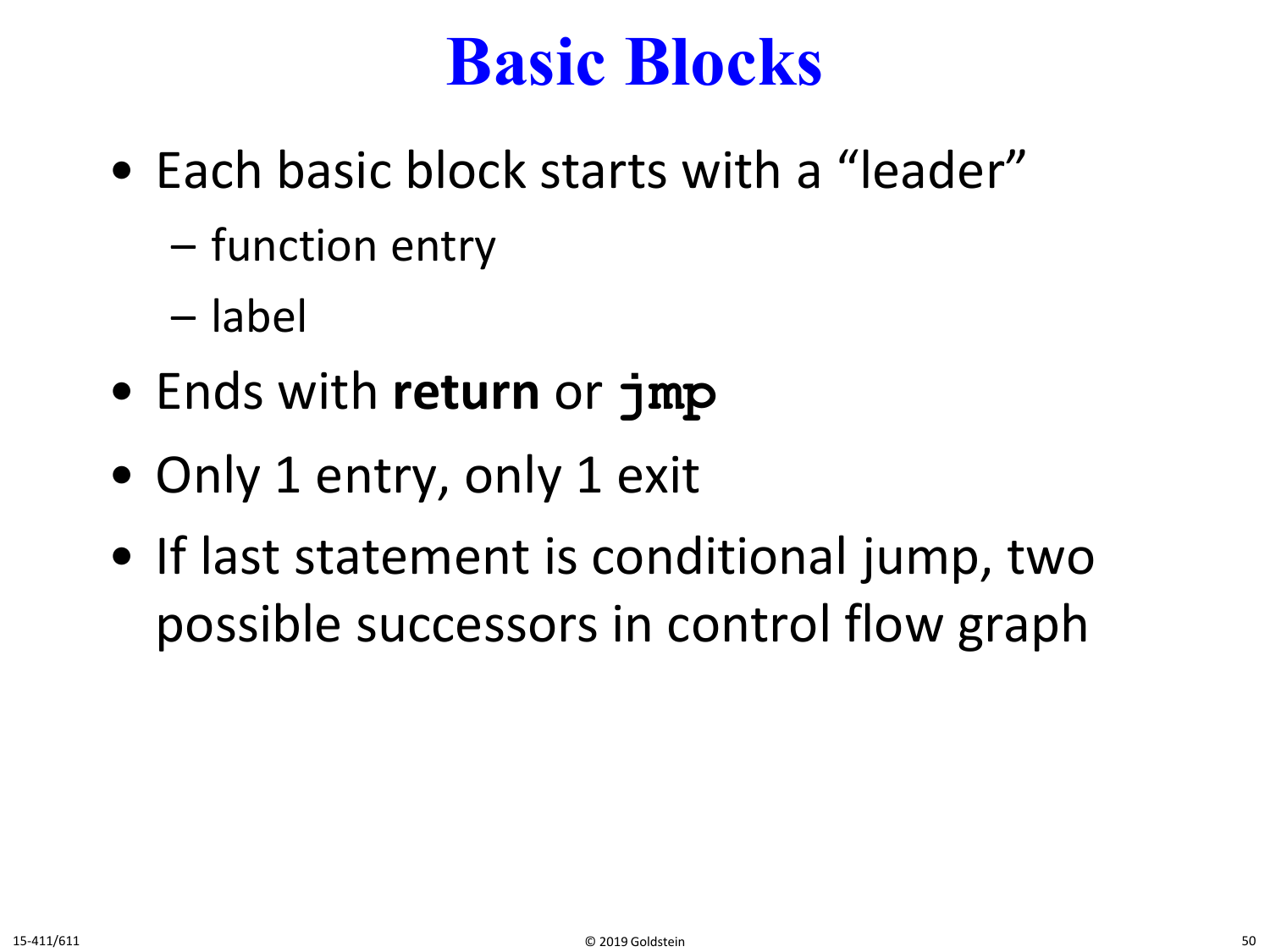# Basic Blocks

- Each basic block starts with a "leader"
  - function entry
  - label
- Ends with **return** or **`jmp`**
- Only 1 entry, only 1 exit
- If last statement is conditional jump, two possible successors in control flow graph